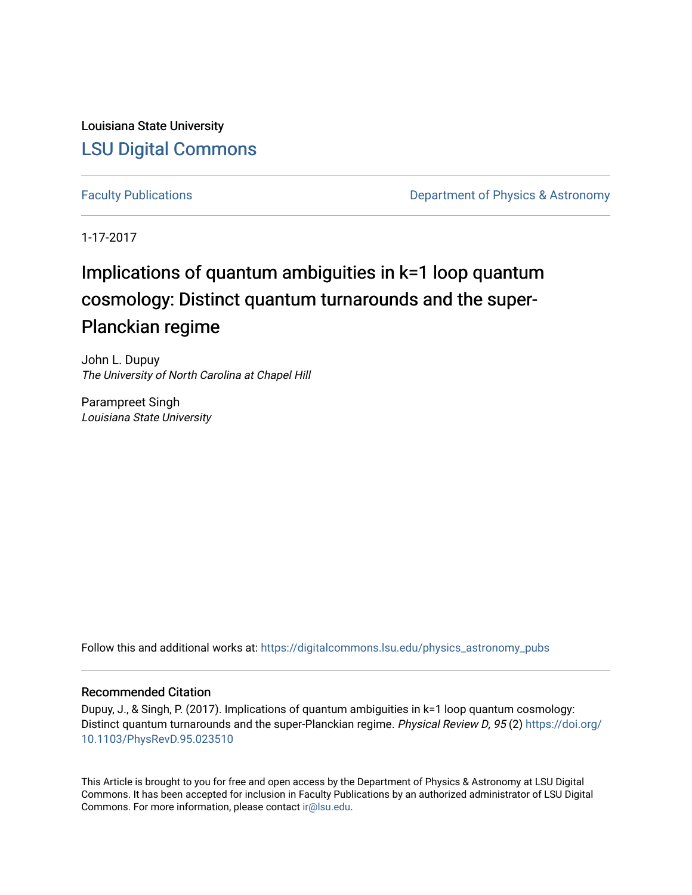Louisiana State University

# LSU Digital Commons

Faculty Publications | Department of Physics & Astronomy

1-17-2017

# Implications of quantum ambiguities in k=1 loop quantum cosmology: Distinct quantum turnarounds and the super-Planckian regime

John L. Dupuy
*The University of North Carolina at Chapel Hill*

Parampreet Singh
*Louisiana State University*

Follow this and additional works at: https://digitalcommons.lsu.edu/physics_astronomy_pubs

## Recommended Citation

Dupuy, J., & Singh, P. (2017). Implications of quantum ambiguities in k=1 loop quantum cosmology: Distinct quantum turnarounds and the super-Planckian regime. *Physical Review D, 95* (2) https://doi.org/10.1103/PhysRevD.95.023510

This Article is brought to you for free and open access by the Department of Physics & Astronomy at LSU Digital Commons. It has been accepted for inclusion in Faculty Publications by an authorized administrator of LSU Digital Commons. For more information, please contact ir@lsu.edu.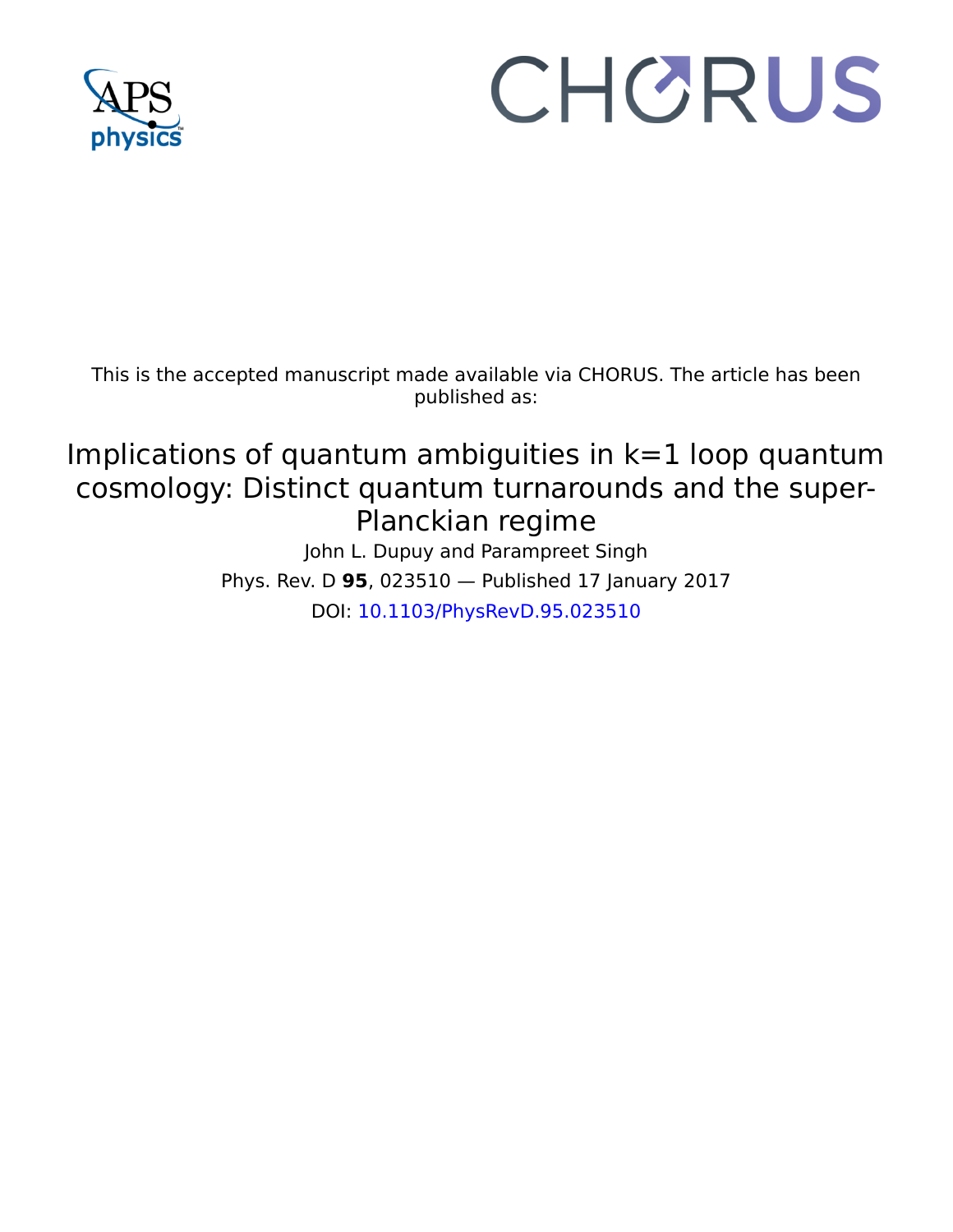This is the accepted manuscript made available via CHORUS. The article has been published as:

# Implications of quantum ambiguities in k=1 loop quantum cosmology: Distinct quantum turnarounds and the super-Planckian regime

John L. Dupuy and Parampreet Singh

Phys. Rev. D **95**, 023510 — Published 17 January 2017

DOI: 10.1103/PhysRevD.95.023510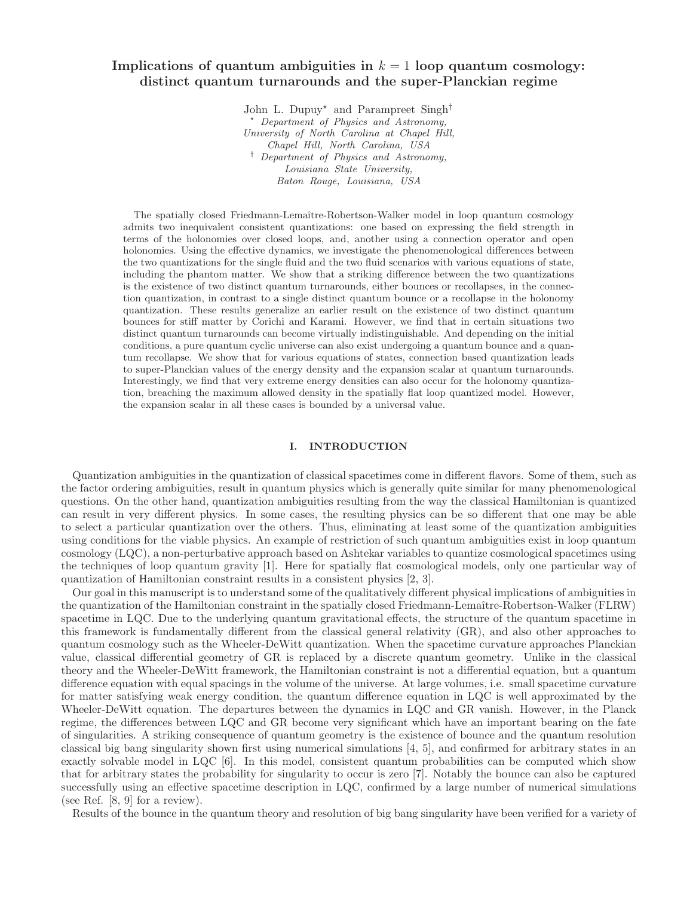# Implications of quantum ambiguities in $k = 1$ loop quantum cosmology: distinct quantum turnarounds and the super-Planckian regime

John L. Dupuy[⋆] and Parampreet Singh[†]

[⋆] *Department of Physics and Astronomy, University of North Carolina at Chapel Hill, Chapel Hill, North Carolina, USA*

[†] *Department of Physics and Astronomy, Louisiana State University, Baton Rouge, Louisiana, USA*

The spatially closed Friedmann-Lemaître-Robertson-Walker model in loop quantum cosmology admits two inequivalent consistent quantizations: one based on expressing the field strength in terms of the holonomies over closed loops, and, another using a connection operator and open holonomies. Using the effective dynamics, we investigate the phenomenological differences between the two quantizations for the single fluid and the two fluid scenarios with various equations of state, including the phantom matter. We show that a striking difference between the two quantizations is the existence of two distinct quantum turnarounds, either bounces or recollapses, in the connection quantization, in contrast to a single distinct quantum bounce or a recollapse in the holonomy quantization. These results generalize an earlier result on the existence of two distinct quantum bounces for stiff matter by Corichi and Karami. However, we find that in certain situations two distinct quantum turnarounds can become virtually indistinguishable. And depending on the initial conditions, a pure quantum cyclic universe can also exist undergoing a quantum bounce and a quantum recollapse. We show that for various equations of states, connection based quantization leads to super-Planckian values of the energy density and the expansion scalar at quantum turnarounds. Interestingly, we find that very extreme energy densities can also occur for the holonomy quantization, breaching the maximum allowed density in the spatially flat loop quantized model. However, the expansion scalar in all these cases is bounded by a universal value.

## I. INTRODUCTION

Quantization ambiguities in the quantization of classical spacetimes come in different flavors. Some of them, such as the factor ordering ambiguities, result in quantum physics which is generally quite similar for many phenomenological questions. On the other hand, quantization ambiguities resulting from the way the classical Hamiltonian is quantized can result in very different physics. In some cases, the resulting physics can be so different that one may be able to select a particular quantization over the others. Thus, eliminating at least some of the quantization ambiguities using conditions for the viable physics. An example of such restriction of quantum ambiguities exist in loop quantum cosmology (LQC), a non-perturbative approach based on Ashtekar variables to quantize cosmological spacetimes using the techniques of loop quantum gravity [1]. Here for spatially flat cosmological models, only one particular way of quantization of Hamiltonian constraint results in a consistent physics [2, 3].

Our goal in this manuscript is to understand some of the qualitatively different physical implications of ambiguities in the quantization of the Hamiltonian constraint in the spatially closed Friedmann-Lemaître-Robertson-Walker (FLRW) spacetime in LQC. Due to the underlying quantum gravitational effects, the structure of the quantum spacetime in this framework is fundamentally different from the classical general relativity (GR), and also other approaches to quantum cosmology such as the Wheeler-DeWitt quantization. When the spacetime curvature approaches Planckian value, classical differential geometry of GR is replaced by a discrete quantum geometry. Unlike in the classical theory and the Wheeler-DeWitt framework, the Hamiltonian constraint is not a differential equation, but a quantum difference equation with equal spacings in the volume of the universe. At large volumes, i.e. small spacetime curvature for matter satisfying weak energy condition, the quantum difference equation in LQC is well approximated by the Wheeler-DeWitt equation. The departures between the dynamics in LQC and GR vanish. However, in the Planck regime, the differences between LQC and GR become very significant which have an important bearing on the fate of singularities. A striking consequence of quantum geometry is the existence of bounce and the quantum resolution classical big bang singularity shown first using numerical simulations [4, 5], and confirmed for arbitrary states in an exactly solvable model in LQC [6]. In this model, consistent quantum probabilities can be computed which show that for arbitrary states the probability for singularity to occur is zero [7]. Notably the bounce can also be captured successfully using an effective spacetime description in LQC, confirmed by a large number of numerical simulations (see Ref. [8, 9] for a review).

Results of the bounce in the quantum theory and resolution of big bang singularity have been verified for a variety of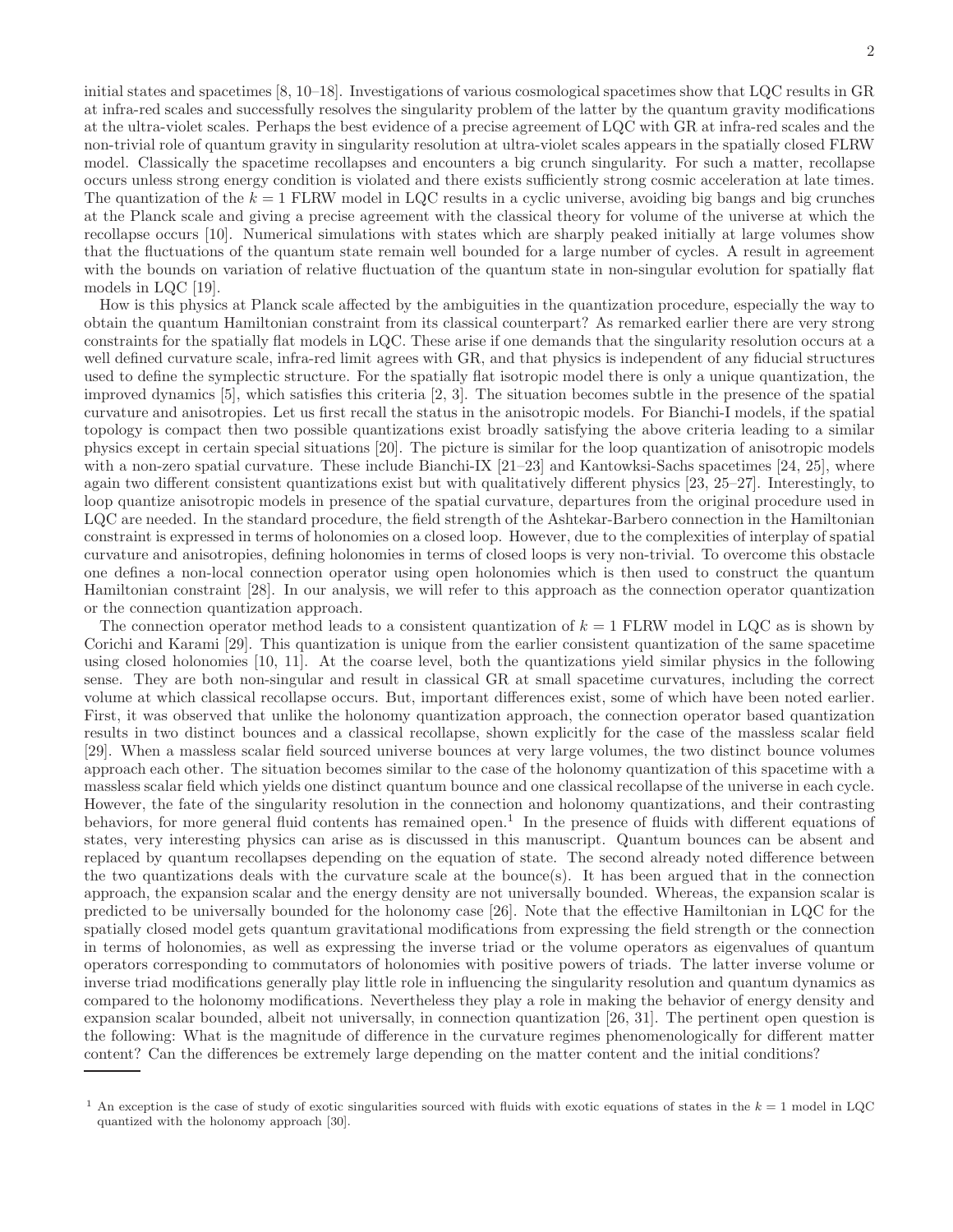initial states and spacetimes [8, 10–18]. Investigations of various cosmological spacetimes show that LQC results in GR at infra-red scales and successfully resolves the singularity problem of the latter by the quantum gravity modifications at the ultra-violet scales. Perhaps the best evidence of a precise agreement of LQC with GR at infra-red scales and the non-trivial role of quantum gravity in singularity resolution at ultra-violet scales appears in the spatially closed FLRW model. Classically the spacetime recollapses and encounters a big crunch singularity. For such a matter, recollapse occurs unless strong energy condition is violated and there exists sufficiently strong cosmic acceleration at late times. The quantization of the $k = 1$ FLRW model in LQC results in a cyclic universe, avoiding big bangs and big crunches at the Planck scale and giving a precise agreement with the classical theory for volume of the universe at which the recollapse occurs [10]. Numerical simulations with states which are sharply peaked initially at large volumes show that the fluctuations of the quantum state remain well bounded for a large number of cycles. A result in agreement with the bounds on variation of relative fluctuation of the quantum state in non-singular evolution for spatially flat models in LQC [19].

How is this physics at Planck scale affected by the ambiguities in the quantization procedure, especially the way to obtain the quantum Hamiltonian constraint from its classical counterpart? As remarked earlier there are very strong constraints for the spatially flat models in LQC. These arise if one demands that the singularity resolution occurs at a well defined curvature scale, infra-red limit agrees with GR, and that physics is independent of any fiducial structures used to define the symplectic structure. For the spatially flat isotropic model there is only a unique quantization, the improved dynamics [5], which satisfies this criteria [2, 3]. The situation becomes subtle in the presence of the spatial curvature and anisotropies. Let us first recall the status in the anisotropic models. For Bianchi-I models, if the spatial topology is compact then two possible quantizations exist broadly satisfying the above criteria leading to a similar physics except in certain special situations [20]. The picture is similar for the loop quantization of anisotropic models with a non-zero spatial curvature. These include Bianchi-IX [21–23] and Kantowksi-Sachs spacetimes [24, 25], where again two different consistent quantizations exist but with qualitatively different physics [23, 25–27]. Interestingly, to loop quantize anisotropic models in presence of the spatial curvature, departures from the original procedure used in LQC are needed. In the standard procedure, the field strength of the Ashtekar-Barbero connection in the Hamiltonian constraint is expressed in terms of holonomies on a closed loop. However, due to the complexities of interplay of spatial curvature and anisotropies, defining holonomies in terms of closed loops is very non-trivial. To overcome this obstacle one defines a non-local connection operator using open holonomies which is then used to construct the quantum Hamiltonian constraint [28]. In our analysis, we will refer to this approach as the connection operator quantization or the connection quantization approach.

The connection operator method leads to a consistent quantization of $k = 1$ FLRW model in LQC as is shown by Corichi and Karami [29]. This quantization is unique from the earlier consistent quantization of the same spacetime using closed holonomies [10, 11]. At the coarse level, both the quantizations yield similar physics in the following sense. They are both non-singular and result in classical GR at small spacetime curvatures, including the correct volume at which classical recollapse occurs. But, important differences exist, some of which have been noted earlier. First, it was observed that unlike the holonomy quantization approach, the connection operator based quantization results in two distinct bounces and a classical recollapse, shown explicitly for the case of the massless scalar field [29]. When a massless scalar field sourced universe bounces at very large volumes, the two distinct bounce volumes approach each other. The situation becomes similar to the case of the holonomy quantization of this spacetime with a massless scalar field which yields one distinct quantum bounce and one classical recollapse of the universe in each cycle. However, the fate of the singularity resolution in the connection and holonomy quantizations, and their contrasting behaviors, for more general fluid contents has remained open.[1] In the presence of fluids with different equations of states, very interesting physics can arise as is discussed in this manuscript. Quantum bounces can be absent and replaced by quantum recollapses depending on the equation of state. The second already noted difference between the two quantizations deals with the curvature scale at the bounce(s). It has been argued that in the connection approach, the expansion scalar and the energy density are not universally bounded. Whereas, the expansion scalar is predicted to be universally bounded for the holonomy case [26]. Note that the effective Hamiltonian in LQC for the spatially closed model gets quantum gravitational modifications from expressing the field strength or the connection in terms of holonomies, as well as expressing the inverse triad or the volume operators as eigenvalues of quantum operators corresponding to commutators of holonomies with positive powers of triads. The latter inverse volume or inverse triad modifications generally play little role in influencing the singularity resolution and quantum dynamics as compared to the holonomy modifications. Nevertheless they play a role in making the behavior of energy density and expansion scalar bounded, albeit not universally, in connection quantization [26, 31]. The pertinent open question is the following: What is the magnitude of difference in the curvature regimes phenomenologically for different matter content? Can the differences be extremely large depending on the matter content and the initial conditions?

[1] An exception is the case of study of exotic singularities sourced with fluids with exotic equations of states in the $k = 1$ model in LQC quantized with the holonomy approach [30].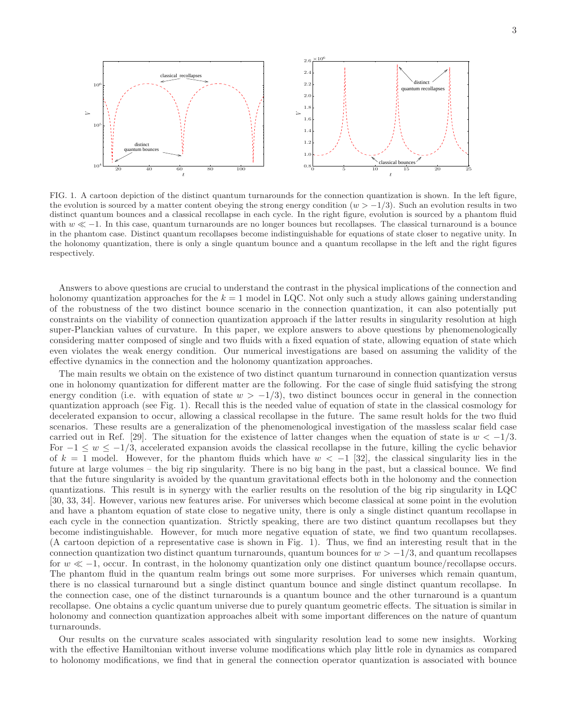FIG. 1. A cartoon depiction of the distinct quantum turnarounds for the connection quantization is shown. In the left figure, the evolution is sourced by a matter content obeying the strong energy condition ($w > -1/3$). Such an evolution results in two distinct quantum bounces and a classical recollapse in each cycle. In the right figure, evolution is sourced by a phantom fluid with $w \ll -1$. In this case, quantum turnarounds are no longer bounces but recollapses. The classical turnaround is a bounce in the phantom case. Distinct quantum recollapses become indistinguishable for equations of state closer to negative unity. In the holonomy quantization, there is only a single quantum bounce and a quantum recollapse in the left and the right figures respectively.

Answers to above questions are crucial to understand the contrast in the physical implications of the connection and holonomy quantization approaches for the $k = 1$ model in LQC. Not only such a study allows gaining understanding of the robustness of the two distinct bounce scenario in the connection quantization, it can also potentially put constraints on the viability of connection quantization approach if the latter results in singularity resolution at high super-Planckian values of curvature. In this paper, we explore answers to above questions by phenomenologically considering matter composed of single and two fluids with a fixed equation of state, allowing equation of state which even violates the weak energy condition. Our numerical investigations are based on assuming the validity of the effective dynamics in the connection and the holonomy quantization approaches.

The main results we obtain on the existence of two distinct quantum turnaround in connection quantization versus one in holonomy quantization for different matter are the following. For the case of single fluid satisfying the strong energy condition (i.e. with equation of state $w > -1/3$), two distinct bounces occur in general in the connection quantization approach (see Fig. 1). Recall this is the needed value of equation of state in the classical cosmology for decelerated expansion to occur, allowing a classical recollapse in the future. The same result holds for the two fluid scenarios. These results are a generalization of the phenomenological investigation of the massless scalar field case carried out in Ref. [29]. The situation for the existence of latter changes when the equation of state is $w < -1/3$. For $-1 \leq w \leq -1/3$, accelerated expansion avoids the classical recollapse in the future, killing the cyclic behavior of $k = 1$ model. However, for the phantom fluids which have $w < -1$ [32], the classical singularity lies in the future at large volumes – the big rip singularity. There is no big bang in the past, but a classical bounce. We find that the future singularity is avoided by the quantum gravitational effects both in the holonomy and the connection quantizations. This result is in synergy with the earlier results on the resolution of the big rip singularity in LQC [30, 33, 34]. However, various new features arise. For universes which become classical at some point in the evolution and have a phantom equation of state close to negative unity, there is only a single distinct quantum recollapse in each cycle in the connection quantization. Strictly speaking, there are two distinct quantum recollapses but they become indistinguishable. However, for much more negative equation of state, we find two quantum recollapses. (A cartoon depiction of a representative case is shown in Fig. 1). Thus, we find an interesting result that in the connection quantization two distinct quantum turnarounds, quantum bounces for $w > -1/3$, and quantum recollapses for $w \ll -1$, occur. In contrast, in the holonomy quantization only one distinct quantum bounce/recollapse occurs. The phantom fluid in the quantum realm brings out some more surprises. For universes which remain quantum, there is no classical turnaround but a single distinct quantum bounce and single distinct quantum recollapse. In the connection case, one of the distinct turnarounds is a quantum bounce and the other turnaround is a quantum recollapse. One obtains a cyclic quantum universe due to purely quantum geometric effects. The situation is similar in holonomy and connection quantization approaches albeit with some important differences on the nature of quantum turnarounds.

Our results on the curvature scales associated with singularity resolution lead to some new insights. Working with the effective Hamiltonian without inverse volume modifications which play little role in dynamics as compared to holonomy modifications, we find that in general the connection operator quantization is associated with bounce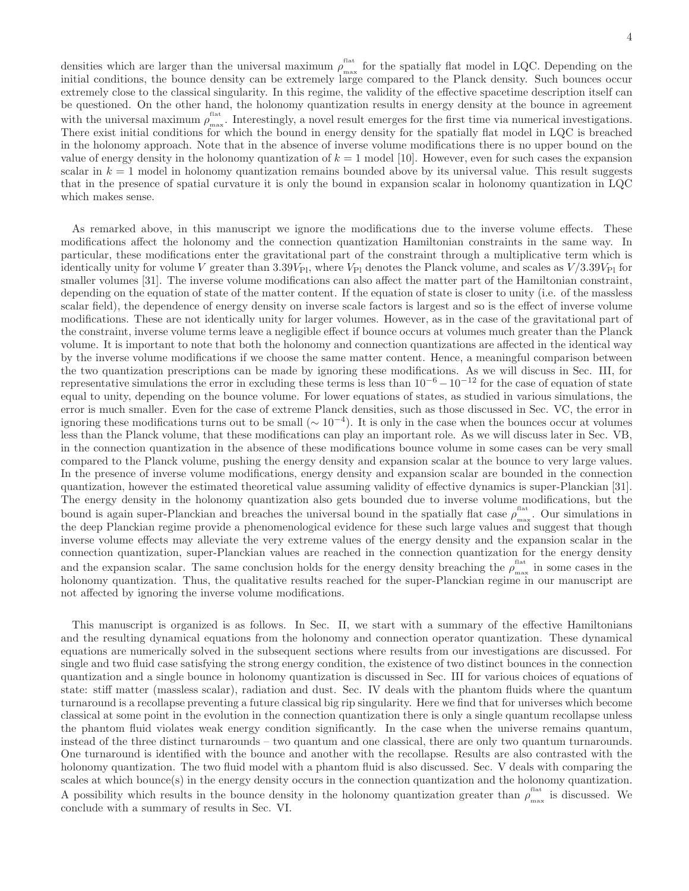densities which are larger than the universal maximum $\rho_{\max}^{\text{flat}}$ for the spatially flat model in LQC. Depending on the initial conditions, the bounce density can be extremely large compared to the Planck density. Such bounces occur extremely close to the classical singularity. In this regime, the validity of the effective spacetime description itself can be questioned. On the other hand, the holonomy quantization results in energy density at the bounce in agreement with the universal maximum $\rho_{\max}^{\text{flat}}$. Interestingly, a novel result emerges for the first time via numerical investigations. There exist initial conditions for which the bound in energy density for the spatially flat model in LQC is breached in the holonomy approach. Note that in the absence of inverse volume modifications there is no upper bound on the value of energy density in the holonomy quantization of $k = 1$ model [10]. However, even for such cases the expansion scalar in $k = 1$ model in holonomy quantization remains bounded above by its universal value. This result suggests that in the presence of spatial curvature it is only the bound in expansion scalar in holonomy quantization in LQC which makes sense.

As remarked above, in this manuscript we ignore the modifications due to the inverse volume effects. These modifications affect the holonomy and the connection quantization Hamiltonian constraints in the same way. In particular, these modifications enter the gravitational part of the constraint through a multiplicative term which is identically unity for volume $V$ greater than $3.39V_{\text{Pl}}$, where $V_{\text{Pl}}$ denotes the Planck volume, and scales as $V/3.39V_{\text{Pl}}$ for smaller volumes [31]. The inverse volume modifications can also affect the matter part of the Hamiltonian constraint, depending on the equation of state of the matter content. If the equation of state is closer to unity (i.e. of the massless scalar field), the dependence of energy density on inverse scale factors is largest and so is the effect of inverse volume modifications. These are not identically unity for larger volumes. However, as in the case of the gravitational part of the constraint, inverse volume terms leave a negligible effect if bounce occurs at volumes much greater than the Planck volume. It is important to note that both the holonomy and connection quantizations are affected in the identical way by the inverse volume modifications if we choose the same matter content. Hence, a meaningful comparison between the two quantization prescriptions can be made by ignoring these modifications. As we will discuss in Sec. III, for representative simulations the error in excluding these terms is less than $10^{-6} - 10^{-12}$ for the case of equation of state equal to unity, depending on the bounce volume. For lower equations of states, as studied in various simulations, the error is much smaller. Even for the case of extreme Planck densities, such as those discussed in Sec. VC, the error in ignoring these modifications turns out to be small ($\sim 10^{-4}$). It is only in the case when the bounces occur at volumes less than the Planck volume, that these modifications can play an important role. As we will discuss later in Sec. VB, in the connection quantization in the absence of these modifications bounce volume in some cases can be very small compared to the Planck volume, pushing the energy density and expansion scalar at the bounce to very large values. In the presence of inverse volume modifications, energy density and expansion scalar are bounded in the connection quantization, however the estimated theoretical value assuming validity of effective dynamics is super-Planckian [31]. The energy density in the holonomy quantization also gets bounded due to inverse volume modifications, but the bound is again super-Planckian and breaches the universal bound in the spatially flat case $\rho_{\max}^{\text{flat}}$. Our simulations in the deep Planckian regime provide a phenomenological evidence for these such large values and suggest that though inverse volume effects may alleviate the very extreme values of the energy density and the expansion scalar in the connection quantization, super-Planckian values are reached in the connection quantization for the energy density and the expansion scalar. The same conclusion holds for the energy density breaching the $\rho_{\max}^{\text{flat}}$ in some cases in the holonomy quantization. Thus, the qualitative results reached for the super-Planckian regime in our manuscript are not affected by ignoring the inverse volume modifications.

This manuscript is organized is as follows. In Sec. II, we start with a summary of the effective Hamiltonians and the resulting dynamical equations from the holonomy and connection operator quantization. These dynamical equations are numerically solved in the subsequent sections where results from our investigations are discussed. For single and two fluid case satisfying the strong energy condition, the existence of two distinct bounces in the connection quantization and a single bounce in holonomy quantization is discussed in Sec. III for various choices of equations of state: stiff matter (massless scalar), radiation and dust. Sec. IV deals with the phantom fluids where the quantum turnaround is a recollapse preventing a future classical big rip singularity. Here we find that for universes which become classical at some point in the evolution in the connection quantization there is only a single quantum recollapse unless the phantom fluid violates weak energy condition significantly. In the case when the universe remains quantum, instead of the three distinct turnarounds – two quantum and one classical, there are only two quantum turnarounds. One turnaround is identified with the bounce and another with the recollapse. Results are also contrasted with the holonomy quantization. The two fluid model with a phantom fluid is also discussed. Sec. V deals with comparing the scales at which bounce(s) in the energy density occurs in the connection quantization and the holonomy quantization. A possibility which results in the bounce density in the holonomy quantization greater than $\rho_{\max}^{\text{flat}}$ is discussed. We conclude with a summary of results in Sec. VI.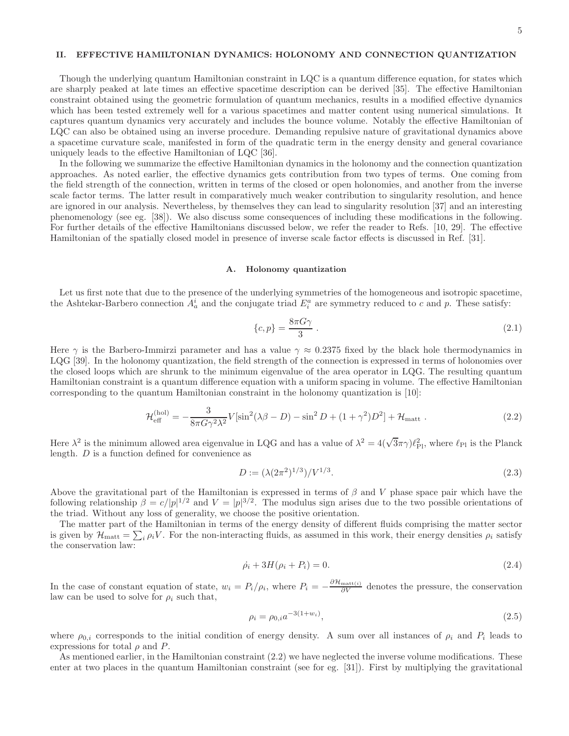## II. EFFECTIVE HAMILTONIAN DYNAMICS: HOLONOMY AND CONNECTION QUANTIZATION

Though the underlying quantum Hamiltonian constraint in LQC is a quantum difference equation, for states which are sharply peaked at late times an effective spacetime description can be derived [35]. The effective Hamiltonian constraint obtained using the geometric formulation of quantum mechanics, results in a modified effective dynamics which has been tested extremely well for a various spacetimes and matter content using numerical simulations. It captures quantum dynamics very accurately and includes the bounce volume. Notably the effective Hamiltonian of LQC can also be obtained using an inverse procedure. Demanding repulsive nature of gravitational dynamics above a spacetime curvature scale, manifested in form of the quadratic term in the energy density and general covariance uniquely leads to the effective Hamiltonian of LQC [36].

In the following we summarize the effective Hamiltonian dynamics in the holonomy and the connection quantization approaches. As noted earlier, the effective dynamics gets contribution from two types of terms. One coming from the field strength of the connection, written in terms of the closed or open holonomies, and another from the inverse scale factor terms. The latter result in comparatively much weaker contribution to singularity resolution, and hence are ignored in our analysis. Nevertheless, by themselves they can lead to singularity resolution [37] and an interesting phenomenology (see eg. [38]). We also discuss some consequences of including these modifications in the following. For further details of the effective Hamiltonians discussed below, we refer the reader to Refs. [10, 29]. The effective Hamiltonian of the spatially closed model in presence of inverse scale factor effects is discussed in Ref. [31].

### A. Holonomy quantization

Let us first note that due to the presence of the underlying symmetries of the homogeneous and isotropic spacetime, the Ashtekar-Barbero connection $A_a^i$ and the conjugate triad $E_i^a$ are symmetry reduced to $c$ and $p$. These satisfy:

$$\{c, p\} = \frac{8\pi G\gamma}{3} \, . \tag{2.1}$$

Here $\gamma$ is the Barbero-Immirzi parameter and has a value $\gamma \approx 0.2375$ fixed by the black hole thermodynamics in LQG [39]. In the holonomy quantization, the field strength of the connection is expressed in terms of holonomies over the closed loops which are shrunk to the minimum eigenvalue of the area operator in LQG. The resulting quantum Hamiltonian constraint is a quantum difference equation with a uniform spacing in volume. The effective Hamiltonian corresponding to the quantum Hamiltonian constraint in the holonomy quantization is [10]:

$$\mathcal{H}_{\rm eff}^{\rm (hol)} = -\frac{3}{8\pi G\gamma^2\lambda^2} V[\sin^2(\lambda\beta - D) - \sin^2 D + (1+\gamma^2)D^2] + \mathcal{H}_{\rm matt} \, . \tag{2.2}$$

Here $\lambda^2$ is the minimum allowed area eigenvalue in LQG and has a value of $\lambda^2 = 4(\sqrt{3}\pi\gamma)\ell_{\rm Pl}^2$, where $\ell_{\rm Pl}$ is the Planck length. $D$ is a function defined for convenience as

$$D := (\lambda(2\pi^2)^{1/3})/V^{1/3}. \tag{2.3}$$

Above the gravitational part of the Hamiltonian is expressed in terms of $\beta$ and $V$ phase space pair which have the following relationship $\beta = c/|p|^{1/2}$ and $V = |p|^{3/2}$. The modulus sign arises due to the two possible orientations of the triad. Without any loss of generality, we choose the positive orientation.

The matter part of the Hamiltonian in terms of the energy density of different fluids comprising the matter sector is given by $\mathcal{H}_{\rm matt} = \sum_i \rho_i V$. For the non-interacting fluids, as assumed in this work, their energy densities $\rho_i$ satisfy the conservation law:

$$\dot{\rho}_i + 3H(\rho_i + P_i) = 0. \tag{2.4}$$

In the case of constant equation of state, $w_i = P_i/\rho_i$, where $P_i = -\frac{\partial \mathcal{H}_{\rm matt(i)}}{\partial V}$ denotes the pressure, the conservation law can be used to solve for $\rho_i$ such that,

$$\rho_i = \rho_{0,i} a^{-3(1+w_i)}, \tag{2.5}$$

where $\rho_{0,i}$ corresponds to the initial condition of energy density. A sum over all instances of $\rho_i$ and $P_i$ leads to expressions for total $\rho$ and $P$.

As mentioned earlier, in the Hamiltonian constraint (2.2) we have neglected the inverse volume modifications. These enter at two places in the quantum Hamiltonian constraint (see for eg. [31]). First by multiplying the gravitational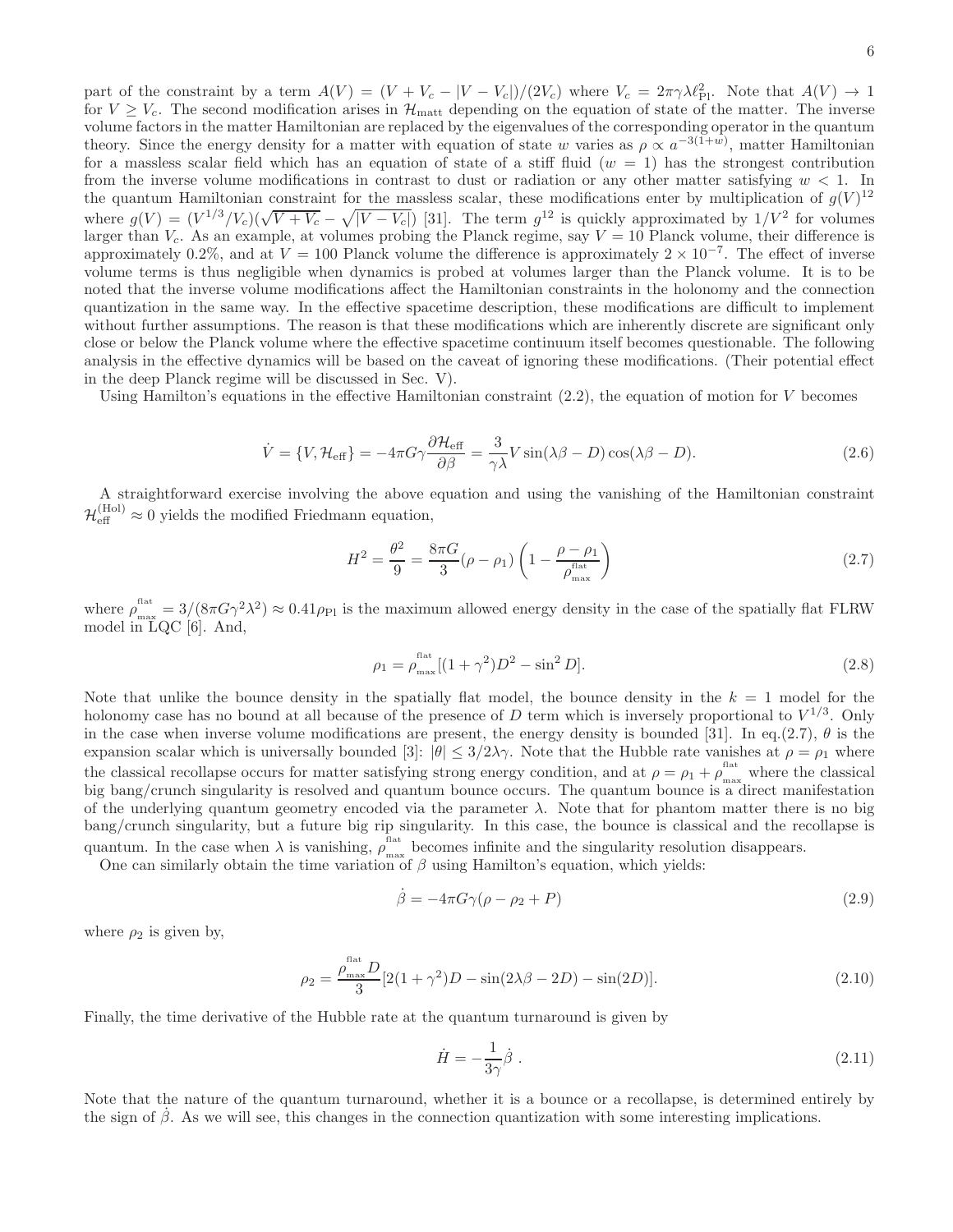part of the constraint by a term $A(V) = (V + V_c - |V - V_c|)/(2V_c)$ where $V_c = 2\pi\gamma\lambda\ell_{\rm Pl}^2$. Note that $A(V) \to 1$ for $V \geq V_c$. The second modification arises in $\mathcal{H}_{\rm matt}$ depending on the equation of state of the matter. The inverse volume factors in the matter Hamiltonian are replaced by the eigenvalues of the corresponding operator in the quantum theory. Since the energy density for a matter with equation of state $w$ varies as $\rho \propto a^{-3(1+w)}$, matter Hamiltonian for a massless scalar field which has an equation of state of a stiff fluid ($w = 1$) has the strongest contribution from the inverse volume modifications in contrast to dust or radiation or any other matter satisfying $w < 1$. In the quantum Hamiltonian constraint for the massless scalar, these modifications enter by multiplication of $g(V)^{12}$ where $g(V) = (V^{1/3}/V_c)(\sqrt{V + V_c} - \sqrt{|V - V_c|})$ [31]. The term $g^{12}$ is quickly approximated by $1/V^2$ for volumes larger than $V_c$. As an example, at volumes probing the Planck regime, say $V = 10$ Planck volume, their difference is approximately 0.2%, and at $V = 100$ Planck volume the difference is approximately $2 \times 10^{-7}$. The effect of inverse volume terms is thus negligible when dynamics is probed at volumes larger than the Planck volume. It is to be noted that the inverse volume modifications affect the Hamiltonian constraints in the holonomy and the connection quantization in the same way. In the effective spacetime description, these modifications are difficult to implement without further assumptions. The reason is that these modifications which are inherently discrete are significant only close or below the Planck volume where the effective spacetime continuum itself becomes questionable. The following analysis in the effective dynamics will be based on the caveat of ignoring these modifications. (Their potential effect in the deep Planck regime will be discussed in Sec. V).

Using Hamilton's equations in the effective Hamiltonian constraint (2.2), the equation of motion for $V$ becomes

$$\dot{V} = \{V, \mathcal{H}_{\rm eff}\} = -4\pi G\gamma \frac{\partial \mathcal{H}_{\rm eff}}{\partial \beta} = \frac{3}{\gamma\lambda} V \sin(\lambda\beta - D)\cos(\lambda\beta - D). \tag{2.6}$$

A straightforward exercise involving the above equation and using the vanishing of the Hamiltonian constraint $\mathcal{H}_{\rm eff}^{\rm (Hol)} \approx 0$ yields the modified Friedmann equation,

$$H^2 = \frac{\theta^2}{9} = \frac{8\pi G}{3}(\rho - \rho_1)\left(1 - \frac{\rho - \rho_1}{\rho_{_{\rm max}}^{^{\rm flat}}}\right) \tag{2.7}$$

where $\rho_{_{\rm max}}^{^{\rm flat}} = 3/(8\pi G\gamma^2\lambda^2) \approx 0.41\rho_{\rm Pl}$ is the maximum allowed energy density in the case of the spatially flat FLRW model in LQC [6]. And,

$$\rho_1 = \rho_{_{\rm max}}^{^{\rm flat}}[(1 + \gamma^2)D^2 - \sin^2 D]. \tag{2.8}$$

Note that unlike the bounce density in the spatially flat model, the bounce density in the $k = 1$ model for the holonomy case has no bound at all because of the presence of $D$ term which is inversely proportional to $V^{1/3}$. Only in the case when inverse volume modifications are present, the energy density is bounded [31]. In eq.(2.7), $\theta$ is the expansion scalar which is universally bounded [3]: $|\theta| \leq 3/2\lambda\gamma$. Note that the Hubble rate vanishes at $\rho = \rho_1$ where the classical recollapse occurs for matter satisfying strong energy condition, and at $\rho = \rho_1 + \rho_{_{\rm max}}^{^{\rm flat}}$ where the classical big bang/crunch singularity is resolved and quantum bounce occurs. The quantum bounce is a direct manifestation of the underlying quantum geometry encoded via the parameter $\lambda$. Note that for phantom matter there is no big bang/crunch singularity, but a future big rip singularity. In this case, the bounce is classical and the recollapse is quantum. In the case when $\lambda$ is vanishing, $\rho_{_{\rm max}}^{^{\rm flat}}$ becomes infinite and the singularity resolution disappears.

One can similarly obtain the time variation of $\beta$ using Hamilton's equation, which yields:

$$\dot{\beta} = -4\pi G\gamma(\rho - \rho_2 + P) \tag{2.9}$$

where $\rho_2$ is given by,

$$\rho_2 = \frac{\rho_{_{\rm max}}^{^{\rm flat}} D}{3}[2(1 + \gamma^2)D - \sin(2\lambda\beta - 2D) - \sin(2D)]. \tag{2.10}$$

Finally, the time derivative of the Hubble rate at the quantum turnaround is given by

$$\dot{H} = -\frac{1}{3\gamma}\dot{\beta}\ . \tag{2.11}$$

Note that the nature of the quantum turnaround, whether it is a bounce or a recollapse, is determined entirely by the sign of $\dot{\beta}$. As we will see, this changes in the connection quantization with some interesting implications.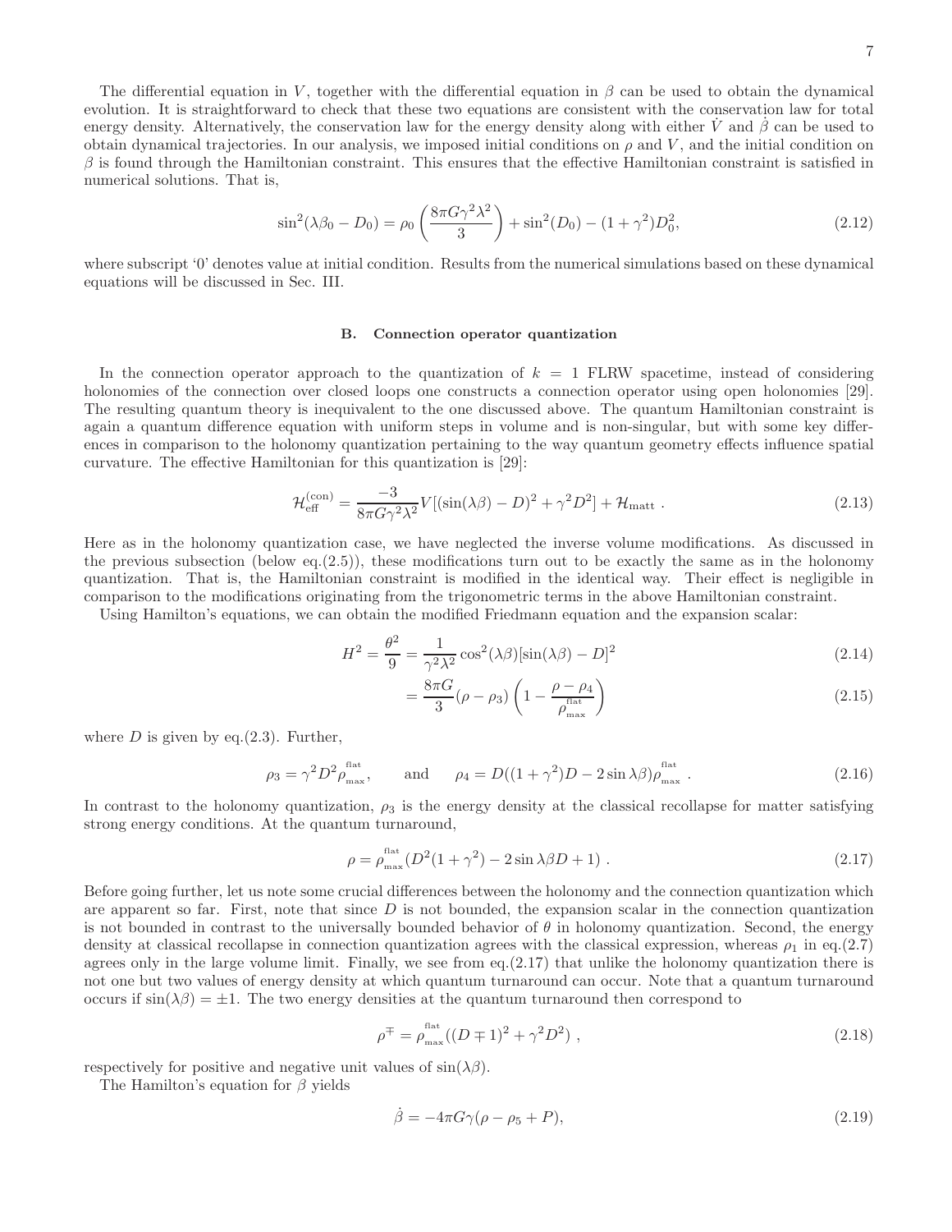The differential equation in $V$, together with the differential equation in $\beta$ can be used to obtain the dynamical evolution. It is straightforward to check that these two equations are consistent with the conservation law for total energy density. Alternatively, the conservation law for the energy density along with either $\dot{V}$ and $\dot{\beta}$ can be used to obtain dynamical trajectories. In our analysis, we imposed initial conditions on $\rho$ and $V$, and the initial condition on $\beta$ is found through the Hamiltonian constraint. This ensures that the effective Hamiltonian constraint is satisfied in numerical solutions. That is,

$$\sin^2(\lambda\beta_0 - D_0) = \rho_0\left(\frac{8\pi G\gamma^2\lambda^2}{3}\right) + \sin^2(D_0) - (1+\gamma^2)D_0^2, \tag{2.12}$$

where subscript '0' denotes value at initial condition. Results from the numerical simulations based on these dynamical equations will be discussed in Sec. III.

### B. Connection operator quantization

In the connection operator approach to the quantization of $k = 1$ FLRW spacetime, instead of considering holonomies of the connection over closed loops one constructs a connection operator using open holonomies [29]. The resulting quantum theory is inequivalent to the one discussed above. The quantum Hamiltonian constraint is again a quantum difference equation with uniform steps in volume and is non-singular, but with some key differences in comparison to the holonomy quantization pertaining to the way quantum geometry effects influence spatial curvature. The effective Hamiltonian for this quantization is [29]:

$$\mathcal{H}_{\rm eff}^{(\rm con)} = \frac{-3}{8\pi G\gamma^2\lambda^2}V[(\sin(\lambda\beta) - D)^2 + \gamma^2 D^2] + \mathcal{H}_{\rm matt}~. \tag{2.13}$$

Here as in the holonomy quantization case, we have neglected the inverse volume modifications. As discussed in the previous subsection (below eq.(2.5)), these modifications turn out to be exactly the same as in the holonomy quantization. That is, the Hamiltonian constraint is modified in the identical way. Their effect is negligible in comparison to the modifications originating from the trigonometric terms in the above Hamiltonian constraint.

Using Hamilton's equations, we can obtain the modified Friedmann equation and the expansion scalar:

$$H^2 = \frac{\theta^2}{9} = \frac{1}{\gamma^2\lambda^2}\cos^2(\lambda\beta)[\sin(\lambda\beta) - D]^2 \tag{2.14}$$

$$= \frac{8\pi G}{3}(\rho - \rho_3)\left(1 - \frac{\rho - \rho_4}{\rho_{\rm max}^{\rm flat}}\right) \tag{2.15}$$

where $D$ is given by eq.(2.3). Further,

$$\rho_3 = \gamma^2 D^2 \rho_{\rm max}^{\rm flat}, \qquad \text{and} \qquad \rho_4 = D((1+\gamma^2)D - 2\sin\lambda\beta)\rho_{\rm max}^{\rm flat}~. \tag{2.16}$$

In contrast to the holonomy quantization, $\rho_3$ is the energy density at the classical recollapse for matter satisfying strong energy conditions. At the quantum turnaround,

$$\rho = \rho_{\rm max}^{\rm flat}(D^2(1+\gamma^2) - 2\sin\lambda\beta D + 1)~. \tag{2.17}$$

Before going further, let us note some crucial differences between the holonomy and the connection quantization which are apparent so far. First, note that since $D$ is not bounded, the expansion scalar in the connection quantization is not bounded in contrast to the universally bounded behavior of $\theta$ in holonomy quantization. Second, the energy density at classical recollapse in connection quantization agrees with the classical expression, whereas $\rho_1$ in eq.(2.7) agrees only in the large volume limit. Finally, we see from eq.(2.17) that unlike the holonomy quantization there is not one but two values of energy density at which quantum turnaround can occur. Note that a quantum turnaround occurs if $\sin(\lambda\beta) = \pm 1$. The two energy densities at the quantum turnaround then correspond to

$$\rho^{\mp} = \rho_{\rm max}^{\rm flat}((D \mp 1)^2 + \gamma^2 D^2)~, \tag{2.18}$$

respectively for positive and negative unit values of $\sin(\lambda\beta)$.

The Hamilton's equation for $\beta$ yields

$$\dot{\beta} = -4\pi G\gamma(\rho - \rho_5 + P), \tag{2.19}$$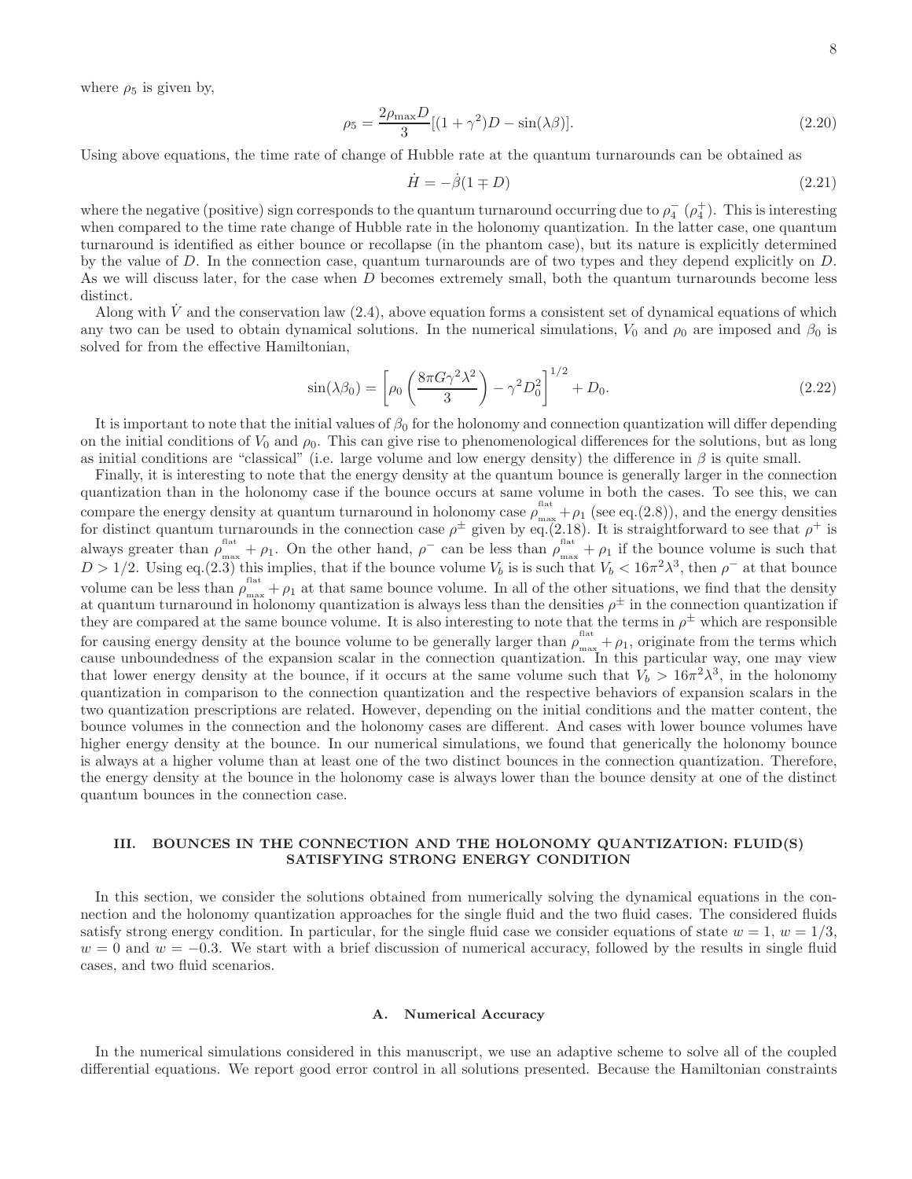where $\rho_5$ is given by,

$$\rho_5 = \frac{2\rho_{\max} D}{3}[(1+\gamma^2)D - \sin(\lambda\beta)]. \tag{2.20}$$

Using above equations, the time rate of change of Hubble rate at the quantum turnarounds can be obtained as

$$\dot{H} = -\dot{\beta}(1 \mp D) \tag{2.21}$$

where the negative (positive) sign corresponds to the quantum turnaround occurring due to $\rho_4^-$ ($\rho_4^+$). This is interesting when compared to the time rate change of Hubble rate in the holonomy quantization. In the latter case, one quantum turnaround is identified as either bounce or recollapse (in the phantom case), but its nature is explicitly determined by the value of $D$. In the connection case, quantum turnarounds are of two types and they depend explicitly on $D$. As we will discuss later, for the case when $D$ becomes extremely small, both the quantum turnarounds become less distinct.

Along with $\dot{V}$ and the conservation law (2.4), above equation forms a consistent set of dynamical equations of which any two can be used to obtain dynamical solutions. In the numerical simulations, $V_0$ and $\rho_0$ are imposed and $\beta_0$ is solved for from the effective Hamiltonian,

$$\sin(\lambda\beta_0) = \left[\rho_0\left(\frac{8\pi G\gamma^2\lambda^2}{3}\right) - \gamma^2 D_0^2\right]^{1/2} + D_0. \tag{2.22}$$

It is important to note that the initial values of $\beta_0$ for the holonomy and connection quantization will differ depending on the initial conditions of $V_0$ and $\rho_0$. This can give rise to phenomenological differences for the solutions, but as long as initial conditions are "classical" (i.e. large volume and low energy density) the difference in $\beta$ is quite small.

Finally, it is interesting to note that the energy density at the quantum bounce is generally larger in the connection quantization than in the holonomy case if the bounce occurs at same volume in both the cases. To see this, we can compare the energy density at quantum turnaround in holonomy case $\rho_{\max}^{\text{flat}} + \rho_1$ (see eq.(2.8)), and the energy densities for distinct quantum turnarounds in the connection case $\rho^\pm$ given by eq.(2.18). It is straightforward to see that $\rho^+$ is always greater than $\rho_{\max}^{\text{flat}} + \rho_1$. On the other hand, $\rho^-$ can be less than $\rho_{\max}^{\text{flat}} + \rho_1$ if the bounce volume is such that $D > 1/2$. Using eq.(2.3) this implies, that if the bounce volume $V_b$ is is such that $V_b < 16\pi^2\lambda^3$, then $\rho^-$ at that bounce volume can be less than $\rho_{\max}^{\text{flat}} + \rho_1$ at that same bounce volume. In all of the other situations, we find that the density at quantum turnaround in holonomy quantization is always less than the densities $\rho^\pm$ in the connection quantization if they are compared at the same bounce volume. It is also interesting to note that the terms in $\rho^\pm$ which are responsible for causing energy density at the bounce volume to be generally larger than $\rho_{\max}^{\text{flat}} + \rho_1$, originate from the terms which cause unboundedness of the expansion scalar in the connection quantization. In this particular way, one may view that lower energy density at the bounce, if it occurs at the same volume such that $V_b > 16\pi^2\lambda^3$, in the holonomy quantization in comparison to the connection quantization and the respective behaviors of expansion scalars in the two quantization prescriptions are related. However, depending on the initial conditions and the matter content, the bounce volumes in the connection and the holonomy cases are different. And cases with lower bounce volumes have higher energy density at the bounce. In our numerical simulations, we found that generically the holonomy bounce is always at a higher volume than at least one of the two distinct bounces in the connection quantization. Therefore, the energy density at the bounce in the holonomy case is always lower than the bounce density at one of the distinct quantum bounces in the connection case.

## III. BOUNCES IN THE CONNECTION AND THE HOLONOMY QUANTIZATION: FLUID(S) SATISFYING STRONG ENERGY CONDITION

In this section, we consider the solutions obtained from numerically solving the dynamical equations in the connection and the holonomy quantization approaches for the single fluid and the two fluid cases. The considered fluids satisfy strong energy condition. In particular, for the single fluid case we consider equations of state $w = 1$, $w = 1/3$, $w = 0$ and $w = -0.3$. We start with a brief discussion of numerical accuracy, followed by the results in single fluid cases, and two fluid scenarios.

### A. Numerical Accuracy

In the numerical simulations considered in this manuscript, we use an adaptive scheme to solve all of the coupled differential equations. We report good error control in all solutions presented. Because the Hamiltonian constraints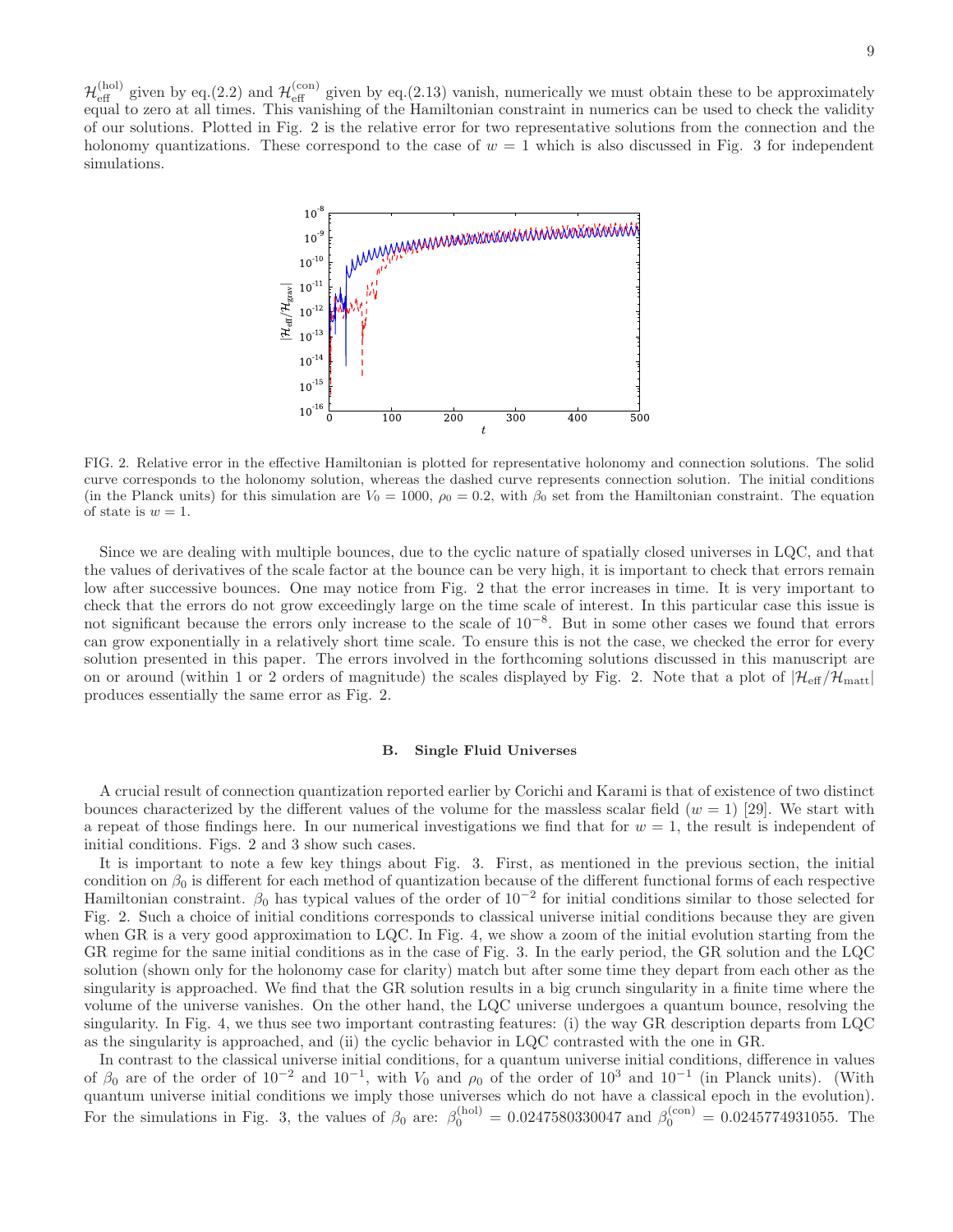$\mathcal{H}_{\text{eff}}^{(\text{hol})}$ given by eq.(2.2) and $\mathcal{H}_{\text{eff}}^{(\text{con})}$ given by eq.(2.13) vanish, numerically we must obtain these to be approximately equal to zero at all times. This vanishing of the Hamiltonian constraint in numerics can be used to check the validity of our solutions. Plotted in Fig. 2 is the relative error for two representative solutions from the connection and the holonomy quantizations. These correspond to the case of $w = 1$ which is also discussed in Fig. 3 for independent simulations.

FIG. 2. Relative error in the effective Hamiltonian is plotted for representative holonomy and connection solutions. The solid curve corresponds to the holonomy solution, whereas the dashed curve represents connection solution. The initial conditions (in the Planck units) for this simulation are $V_0 = 1000$, $\rho_0 = 0.2$, with $\beta_0$ set from the Hamiltonian constraint. The equation of state is $w = 1$.

Since we are dealing with multiple bounces, due to the cyclic nature of spatially closed universes in LQC, and that the values of derivatives of the scale factor at the bounce can be very high, it is important to check that errors remain low after successive bounces. One may notice from Fig. 2 that the error increases in time. It is very important to check that the errors do not grow exceedingly large on the time scale of interest. In this particular case this issue is not significant because the errors only increase to the scale of $10^{-8}$. But in some other cases we found that errors can grow exponentially in a relatively short time scale. To ensure this is not the case, we checked the error for every solution presented in this paper. The errors involved in the forthcoming solutions discussed in this manuscript are on or around (within 1 or 2 orders of magnitude) the scales displayed by Fig. 2. Note that a plot of $|\mathcal{H}_{\text{eff}}/\mathcal{H}_{\text{matt}}|$ produces essentially the same error as Fig. 2.

### B. Single Fluid Universes

A crucial result of connection quantization reported earlier by Corichi and Karami is that of existence of two distinct bounces characterized by the different values of the volume for the massless scalar field ($w = 1$) [29]. We start with a repeat of those findings here. In our numerical investigations we find that for $w = 1$, the result is independent of initial conditions. Figs. 2 and 3 show such cases.

It is important to note a few key things about Fig. 3. First, as mentioned in the previous section, the initial condition on $\beta_0$ is different for each method of quantization because of the different functional forms of each respective Hamiltonian constraint. $\beta_0$ has typical values of the order of $10^{-2}$ for initial conditions similar to those selected for Fig. 2. Such a choice of initial conditions corresponds to classical universe initial conditions because they are given when GR is a very good approximation to LQC. In Fig. 4, we show a zoom of the initial evolution starting from the GR regime for the same initial conditions as in the case of Fig. 3. In the early period, the GR solution and the LQC solution (shown only for the holonomy case for clarity) match but after some time they depart from each other as the singularity is approached. We find that the GR solution results in a big crunch singularity in a finite time where the volume of the universe vanishes. On the other hand, the LQC universe undergoes a quantum bounce, resolving the singularity. In Fig. 4, we thus see two important contrasting features: (i) the way GR description departs from LQC as the singularity is approached, and (ii) the cyclic behavior in LQC contrasted with the one in GR.

In contrast to the classical universe initial conditions, for a quantum universe initial conditions, difference in values of $\beta_0$ are of the order of $10^{-2}$ and $10^{-1}$, with $V_0$ and $\rho_0$ of the order of $10^3$ and $10^{-1}$ (in Planck units). (With quantum universe initial conditions we imply those universes which do not have a classical epoch in the evolution). For the simulations in Fig. 3, the values of $\beta_0$ are: $\beta_0^{(\text{hol})} = 0.0247580330047$ and $\beta_0^{(\text{con})} = 0.0245774931055$. The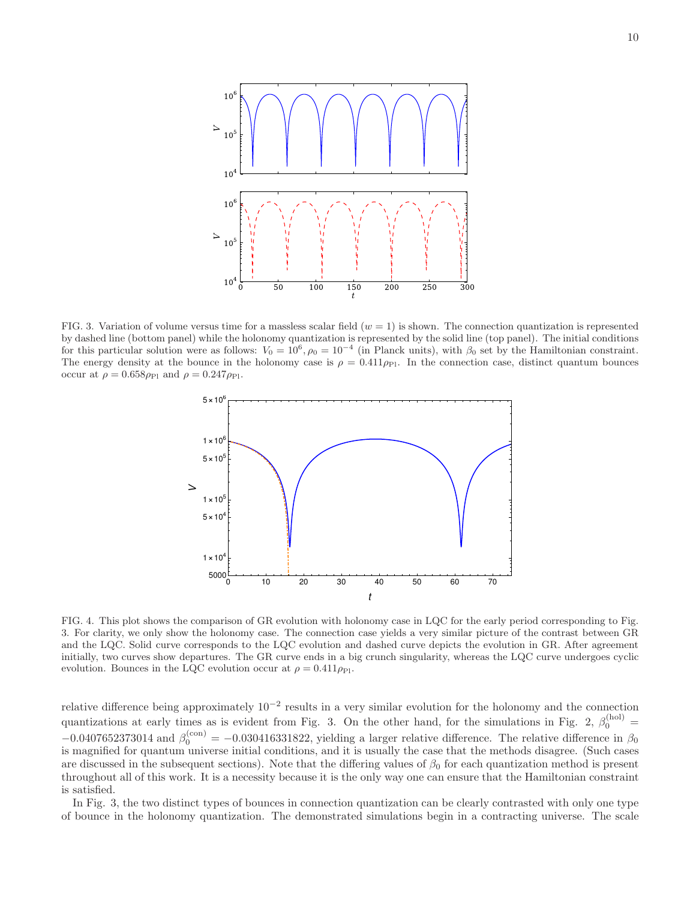FIG. 3. Variation of volume versus time for a massless scalar field ($w = 1$) is shown. The connection quantization is represented by dashed line (bottom panel) while the holonomy quantization is represented by the solid line (top panel). The initial conditions for this particular solution were as follows: $V_0 = 10^6, \rho_0 = 10^{-4}$ (in Planck units), with $\beta_0$ set by the Hamiltonian constraint. The energy density at the bounce in the holonomy case is $\rho = 0.411\rho_{\rm Pl}$. In the connection case, distinct quantum bounces occur at $\rho = 0.658\rho_{\rm Pl}$ and $\rho = 0.247\rho_{\rm Pl}$.

FIG. 4. This plot shows the comparison of GR evolution with holonomy case in LQC for the early period corresponding to Fig. 3. For clarity, we only show the holonomy case. The connection case yields a very similar picture of the contrast between GR and the LQC. Solid curve corresponds to the LQC evolution and dashed curve depicts the evolution in GR. After agreement initially, two curves show departures. The GR curve ends in a big crunch singularity, whereas the LQC curve undergoes cyclic evolution. Bounces in the LQC evolution occur at $\rho = 0.411\rho_{\rm Pl}$.

relative difference being approximately $10^{-2}$ results in a very similar evolution for the holonomy and the connection quantizations at early times as is evident from Fig. 3. On the other hand, for the simulations in Fig. 2, $\beta_0^{(\rm hol)} = -0.0407652373014$ and $\beta_0^{(\rm con)} = -0.030416331822$, yielding a larger relative difference. The relative difference in $\beta_0$ is magnified for quantum universe initial conditions, and it is usually the case that the methods disagree. (Such cases are discussed in the subsequent sections). Note that the differing values of $\beta_0$ for each quantization method is present throughout all of this work. It is a necessity because it is the only way one can ensure that the Hamiltonian constraint is satisfied.

In Fig. 3, the two distinct types of bounces in connection quantization can be clearly contrasted with only one type of bounce in the holonomy quantization. The demonstrated simulations begin in a contracting universe. The scale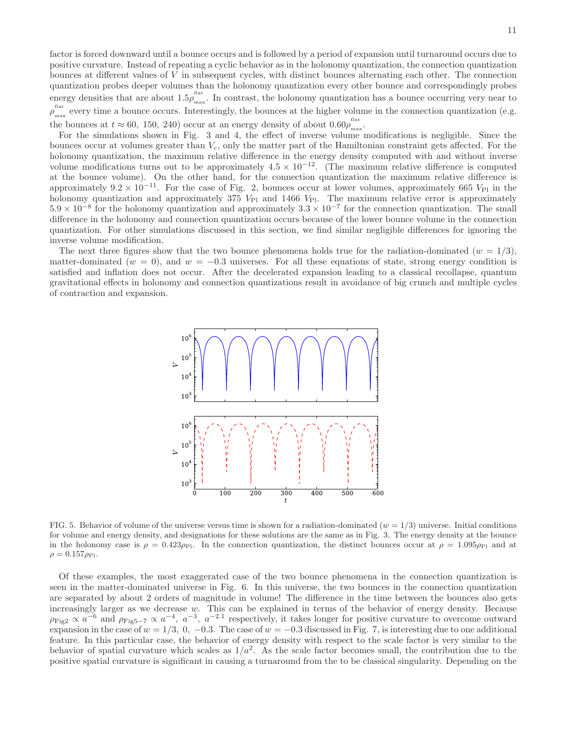factor is forced downward until a bounce occurs and is followed by a period of expansion until turnaround occurs due to positive curvature. Instead of repeating a cyclic behavior as in the holonomy quantization, the connection quantization bounces at different values of $V$ in subsequent cycles, with distinct bounces alternating each other. The connection quantization probes deeper volumes than the holonomy quantization every other bounce and correspondingly probes energy densities that are about $1.5\rho_{\rm max}^{\rm flat}$. In contrast, the holonomy quantization has a bounce occurring very near to $\rho_{\rm max}^{\rm flat}$ every time a bounce occurs. Interestingly, the bounces at the higher volume in the connection quantization (e.g. the bounces at $t \approx 60,\ 150,\ 240$) occur at an energy density of about $0.60\rho_{\rm max}^{\rm flat}$.

For the simulations shown in Fig. 3 and 4, the effect of inverse volume modifications is negligible. Since the bounces occur at volumes greater than $V_c$, only the matter part of the Hamiltonian constraint gets affected. For the holonomy quantization, the maximum relative difference in the energy density computed with and without inverse volume modifications turns out to be approximately $4.5 \times 10^{-12}$. (The maximum relative difference is computed at the bounce volume). On the other hand, for the connection quantization the maximum relative difference is approximately $9.2 \times 10^{-11}$. For the case of Fig. 2, bounces occur at lower volumes, approximately 665 $V_{\rm Pl}$ in the holonomy quantization and approximately 375 $V_{\rm Pl}$ and 1466 $V_{\rm Pl}$. The maximum relative error is approximately $5.9 \times 10^{-8}$ for the holonomy quantization and approximately $3.3 \times 10^{-7}$ for the connection quantization. The small difference in the holonomy and connection quantization occurs because of the lower bounce volume in the connection quantization. For other simulations discussed in this section, we find similar negligible differences for ignoring the inverse volume modification.

The next three figures show that the two bounce phenomena holds true for the radiation-dominated ($w = 1/3$), matter-dominated ($w = 0$), and $w = -0.3$ universes. For all these equations of state, strong energy condition is satisfied and inflation does not occur. After the decelerated expansion leading to a classical recollapse, quantum gravitational effects in holonomy and connection quantizations result in avoidance of big crunch and multiple cycles of contraction and expansion.

FIG. 5. Behavior of volume of the universe versus time is shown for a radiation-dominated ($w = 1/3$) universe. Initial conditions for volume and energy density, and designations for these solutions are the same as in Fig. 3. The energy density at the bounce in the holonomy case is $\rho = 0.423\rho_{\rm Pl}$. In the connection quantization, the distinct bounces occur at $\rho = 1.095\rho_{\rm Pl}$ and at $\rho = 0.157\rho_{\rm Pl}$.

Of these examples, the most exaggerated case of the two bounce phenomena in the connection quantization is seen in the matter-dominated universe in Fig. 6. In this universe, the two bounces in the connection quantization are separated by about 2 orders of magnitude in volume! The difference in the time between the bounces also gets increasingly larger as we decrease $w$. This can be explained in terms of the behavior of energy density. Because $\rho_{\rm Fig2} \propto a^{-6}$ and $\rho_{\rm Fig5-7} \propto a^{-4},\ a^{-3},\ a^{-2.1}$ respectively, it takes longer for positive curvature to overcome outward expansion in the case of $w = 1/3,\ 0,\ -0.3$. The case of $w = -0.3$ discussed in Fig. 7, is interesting due to one additional feature. In this particular case, the behavior of energy density with respect to the scale factor is very similar to the behavior of spatial curvature which scales as $1/a^2$. As the scale factor becomes small, the contribution due to the positive spatial curvature is significant in causing a turnaround from the to be classical singularity. Depending on the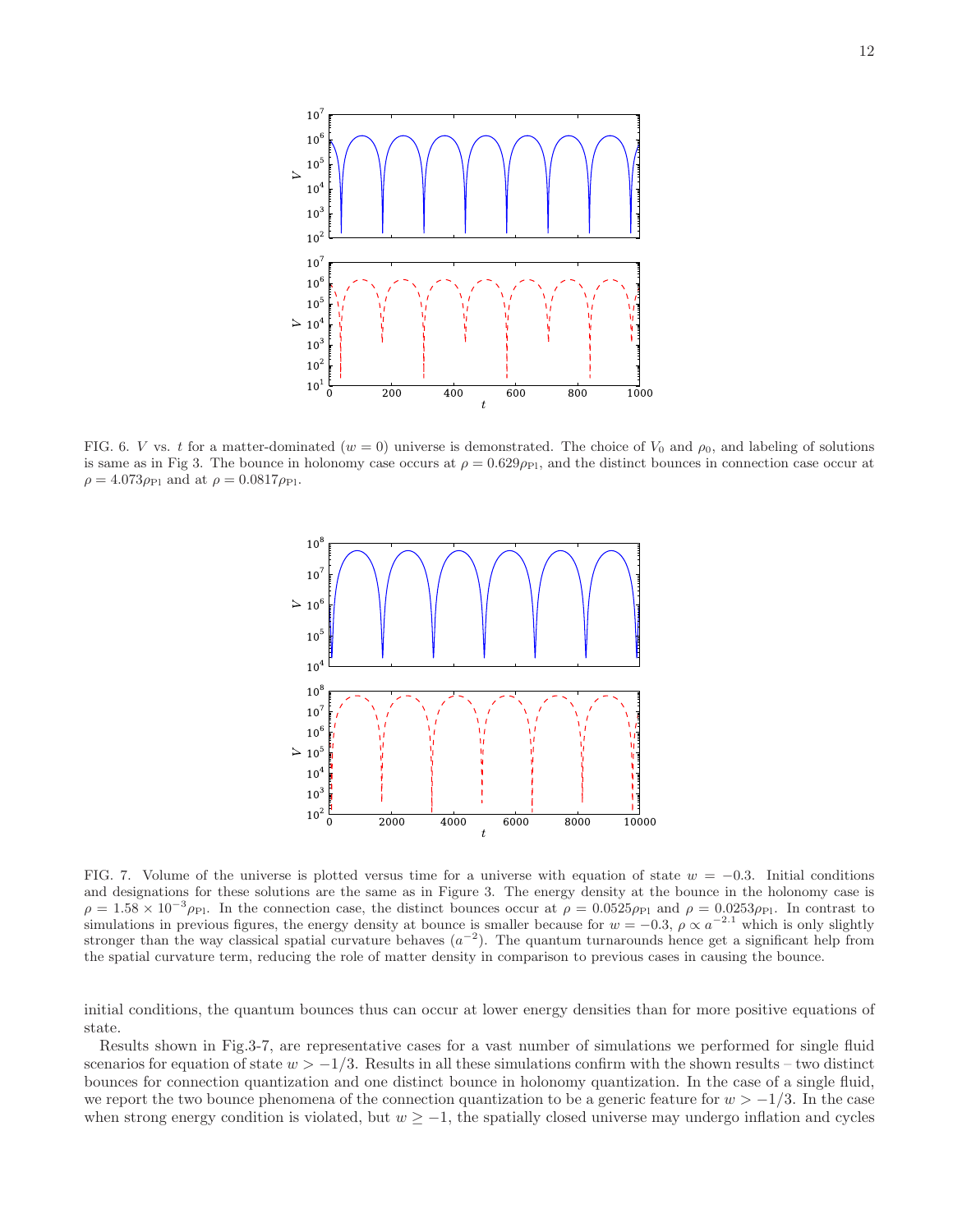FIG. 6. $V$ vs. $t$ for a matter-dominated ($w = 0$) universe is demonstrated. The choice of $V_0$ and $\rho_0$, and labeling of solutions is same as in Fig 3. The bounce in holonomy case occurs at $\rho = 0.629\rho_{\rm Pl}$, and the distinct bounces in connection case occur at $\rho = 4.073\rho_{\rm Pl}$ and at $\rho = 0.0817\rho_{\rm Pl}$.

FIG. 7. Volume of the universe is plotted versus time for a universe with equation of state $w = -0.3$. Initial conditions and designations for these solutions are the same as in Figure 3. The energy density at the bounce in the holonomy case is $\rho = 1.58 \times 10^{-3}\rho_{\rm Pl}$. In the connection case, the distinct bounces occur at $\rho = 0.0525\rho_{\rm Pl}$ and $\rho = 0.0253\rho_{\rm Pl}$. In contrast to simulations in previous figures, the energy density at bounce is smaller because for $w = -0.3$, $\rho \propto a^{-2.1}$ which is only slightly stronger than the way classical spatial curvature behaves ($a^{-2}$). The quantum turnarounds hence get a significant help from the spatial curvature term, reducing the role of matter density in comparison to previous cases in causing the bounce.

initial conditions, the quantum bounces thus can occur at lower energy densities than for more positive equations of state.

Results shown in Fig.3-7, are representative cases for a vast number of simulations we performed for single fluid scenarios for equation of state $w > -1/3$. Results in all these simulations confirm with the shown results – two distinct bounces for connection quantization and one distinct bounce in holonomy quantization. In the case of a single fluid, we report the two bounce phenomena of the connection quantization to be a generic feature for $w > -1/3$. In the case when strong energy condition is violated, but $w \geq -1$, the spatially closed universe may undergo inflation and cycles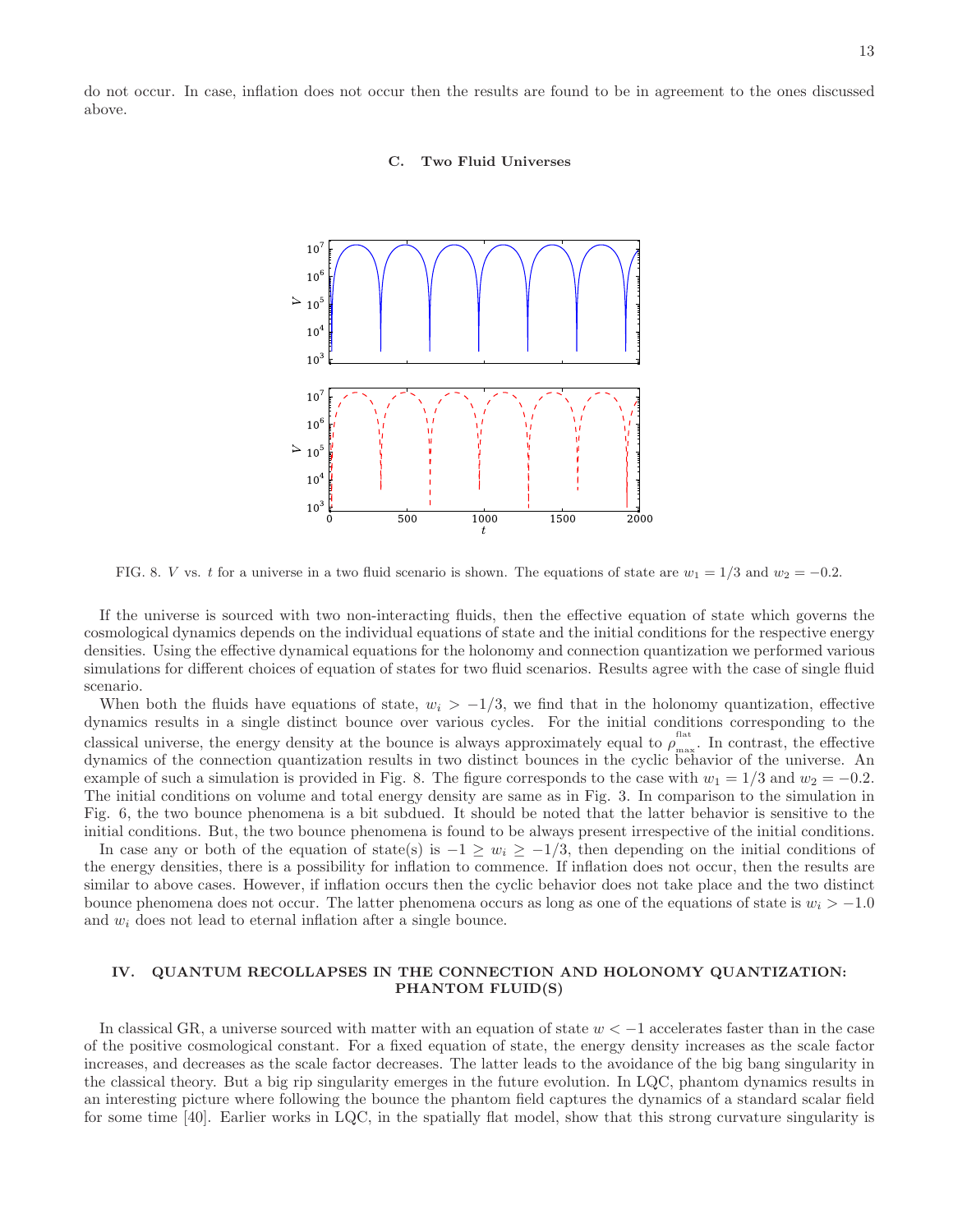do not occur. In case, inflation does not occur then the results are found to be in agreement to the ones discussed above.

### C. Two Fluid Universes

FIG. 8. $V$ vs. $t$ for a universe in a two fluid scenario is shown. The equations of state are $w_1 = 1/3$ and $w_2 = -0.2$.

If the universe is sourced with two non-interacting fluids, then the effective equation of state which governs the cosmological dynamics depends on the individual equations of state and the initial conditions for the respective energy densities. Using the effective dynamical equations for the holonomy and connection quantization we performed various simulations for different choices of equation of states for two fluid scenarios. Results agree with the case of single fluid scenario.

When both the fluids have equations of state, $w_i > -1/3$, we find that in the holonomy quantization, effective dynamics results in a single distinct bounce over various cycles. For the initial conditions corresponding to the classical universe, the energy density at the bounce is always approximately equal to $\rho_{\rm max}^{\rm flat}$. In contrast, the effective dynamics of the connection quantization results in two distinct bounces in the cyclic behavior of the universe. An example of such a simulation is provided in Fig. 8. The figure corresponds to the case with $w_1 = 1/3$ and $w_2 = -0.2$. The initial conditions on volume and total energy density are same as in Fig. 3. In comparison to the simulation in Fig. 6, the two bounce phenomena is a bit subdued. It should be noted that the latter behavior is sensitive to the initial conditions. But, the two bounce phenomena is found to be always present irrespective of the initial conditions.

In case any or both of the equation of state(s) is $-1 \geq w_i \geq -1/3$, then depending on the initial conditions of the energy densities, there is a possibility for inflation to commence. If inflation does not occur, then the results are similar to above cases. However, if inflation occurs then the cyclic behavior does not take place and the two distinct bounce phenomena does not occur. The latter phenomena occurs as long as one of the equations of state is $w_i > -1.0$ and $w_i$ does not lead to eternal inflation after a single bounce.

## IV. QUANTUM RECOLLAPSES IN THE CONNECTION AND HOLONOMY QUANTIZATION: PHANTOM FLUID(S)

In classical GR, a universe sourced with matter with an equation of state $w < -1$ accelerates faster than in the case of the positive cosmological constant. For a fixed equation of state, the energy density increases as the scale factor increases, and decreases as the scale factor decreases. The latter leads to the avoidance of the big bang singularity in the classical theory. But a big rip singularity emerges in the future evolution. In LQC, phantom dynamics results in an interesting picture where following the bounce the phantom field captures the dynamics of a standard scalar field for some time [40]. Earlier works in LQC, in the spatially flat model, show that this strong curvature singularity is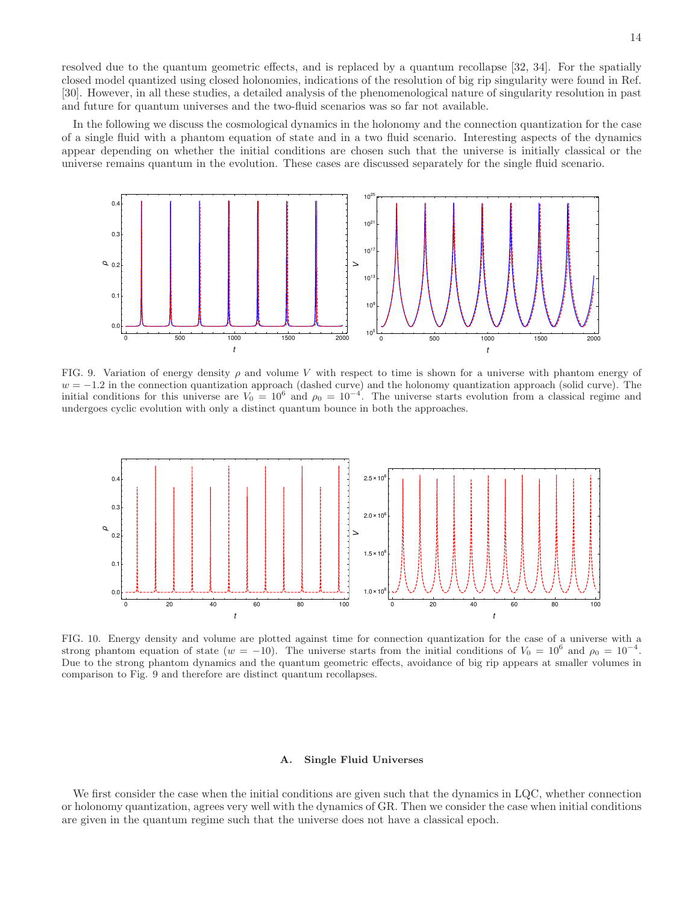resolved due to the quantum geometric effects, and is replaced by a quantum recollapse [32, 34]. For the spatially closed model quantized using closed holonomies, indications of the resolution of big rip singularity were found in Ref. [30]. However, in all these studies, a detailed analysis of the phenomenological nature of singularity resolution in past and future for quantum universes and the two-fluid scenarios was so far not available.

In the following we discuss the cosmological dynamics in the holonomy and the connection quantization for the case of a single fluid with a phantom equation of state and in a two fluid scenario. Interesting aspects of the dynamics appear depending on whether the initial conditions are chosen such that the universe is initially classical or the universe remains quantum in the evolution. These cases are discussed separately for the single fluid scenario.

FIG. 9. Variation of energy density $\rho$ and volume $V$ with respect to time is shown for a universe with phantom energy of $w = -1.2$ in the connection quantization approach (dashed curve) and the holonomy quantization approach (solid curve). The initial conditions for this universe are $V_0 = 10^6$ and $\rho_0 = 10^{-4}$. The universe starts evolution from a classical regime and undergoes cyclic evolution with only a distinct quantum bounce in both the approaches.

FIG. 10. Energy density and volume are plotted against time for connection quantization for the case of a universe with a strong phantom equation of state ($w = -10$). The universe starts from the initial conditions of $V_0 = 10^6$ and $\rho_0 = 10^{-4}$. Due to the strong phantom dynamics and the quantum geometric effects, avoidance of big rip appears at smaller volumes in comparison to Fig. 9 and therefore are distinct quantum recollapses.

### A. Single Fluid Universes

We first consider the case when the initial conditions are given such that the dynamics in LQC, whether connection or holonomy quantization, agrees very well with the dynamics of GR. Then we consider the case when initial conditions are given in the quantum regime such that the universe does not have a classical epoch.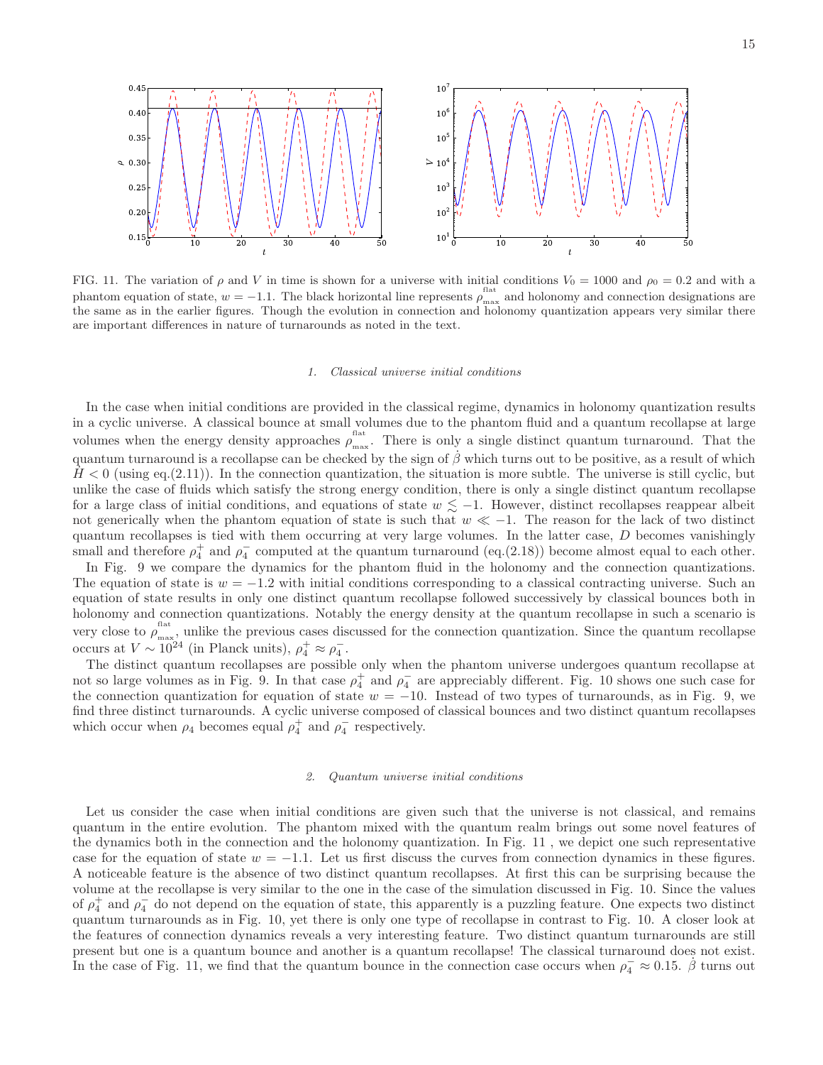FIG. 11. The variation of $\rho$ and $V$ in time is shown for a universe with initial conditions $V_0 = 1000$ and $\rho_0 = 0.2$ and with a phantom equation of state, $w = -1.1$. The black horizontal line represents $\rho_{\rm max}^{\rm flat}$ and holonomy and connection designations are the same as in the earlier figures. Though the evolution in connection and holonomy quantization appears very similar there are important differences in nature of turnarounds as noted in the text.

#### 1. Classical universe initial conditions

In the case when initial conditions are provided in the classical regime, dynamics in holonomy quantization results in a cyclic universe. A classical bounce at small volumes due to the phantom fluid and a quantum recollapse at large volumes when the energy density approaches $\rho_{\rm max}^{\rm flat}$. There is only a single distinct quantum turnaround. That the quantum turnaround is a recollapse can be checked by the sign of $\dot{\beta}$ which turns out to be positive, as a result of which $\dot{H} < 0$ (using eq.(2.11)). In the connection quantization, the situation is more subtle. The universe is still cyclic, but unlike the case of fluids which satisfy the strong energy condition, there is only a single distinct quantum recollapse for a large class of initial conditions, and equations of state $w \lesssim -1$. However, distinct recollapses reappear albeit not generically when the phantom equation of state is such that $w \ll -1$. The reason for the lack of two distinct quantum recollapses is tied with them occurring at very large volumes. In the latter case, $D$ becomes vanishingly small and therefore $\rho_4^+$ and $\rho_4^-$ computed at the quantum turnaround (eq.(2.18)) become almost equal to each other.

In Fig. 9 we compare the dynamics for the phantom fluid in the holonomy and the connection quantizations. The equation of state is $w = -1.2$ with initial conditions corresponding to a classical contracting universe. Such an equation of state results in only one distinct quantum recollapse followed successively by classical bounces both in holonomy and connection quantizations. Notably the energy density at the quantum recollapse in such a scenario is very close to $\rho_{\rm max}^{\rm flat}$, unlike the previous cases discussed for the connection quantization. Since the quantum recollapse occurs at $V \sim 10^{24}$ (in Planck units), $\rho_4^+ \approx \rho_4^-$.

The distinct quantum recollapses are possible only when the phantom universe undergoes quantum recollapse at not so large volumes as in Fig. 9. In that case $\rho_4^+$ and $\rho_4^-$ are appreciably different. Fig. 10 shows one such case for the connection quantization for equation of state $w = -10$. Instead of two types of turnarounds, as in Fig. 9, we find three distinct turnarounds. A cyclic universe composed of classical bounces and two distinct quantum recollapses which occur when $\rho_4$ becomes equal $\rho_4^+$ and $\rho_4^-$ respectively.

#### 2. Quantum universe initial conditions

Let us consider the case when initial conditions are given such that the universe is not classical, and remains quantum in the entire evolution. The phantom mixed with the quantum realm brings out some novel features of the dynamics both in the connection and the holonomy quantization. In Fig. 11 , we depict one such representative case for the equation of state $w = -1.1$. Let us first discuss the curves from connection dynamics in these figures. A noticeable feature is the absence of two distinct quantum recollapses. At first this can be surprising because the volume at the recollapse is very similar to the one in the case of the simulation discussed in Fig. 10. Since the values of $\rho_4^+$ and $\rho_4^-$ do not depend on the equation of state, this apparently is a puzzling feature. One expects two distinct quantum turnarounds as in Fig. 10, yet there is only one type of recollapse in contrast to Fig. 10. A closer look at the features of connection dynamics reveals a very interesting feature. Two distinct quantum turnarounds are still present but one is a quantum bounce and another is a quantum recollapse! The classical turnaround does not exist. In the case of Fig. 11, we find that the quantum bounce in the connection case occurs when $\rho_4^- \approx 0.15$. $\dot{\beta}$ turns out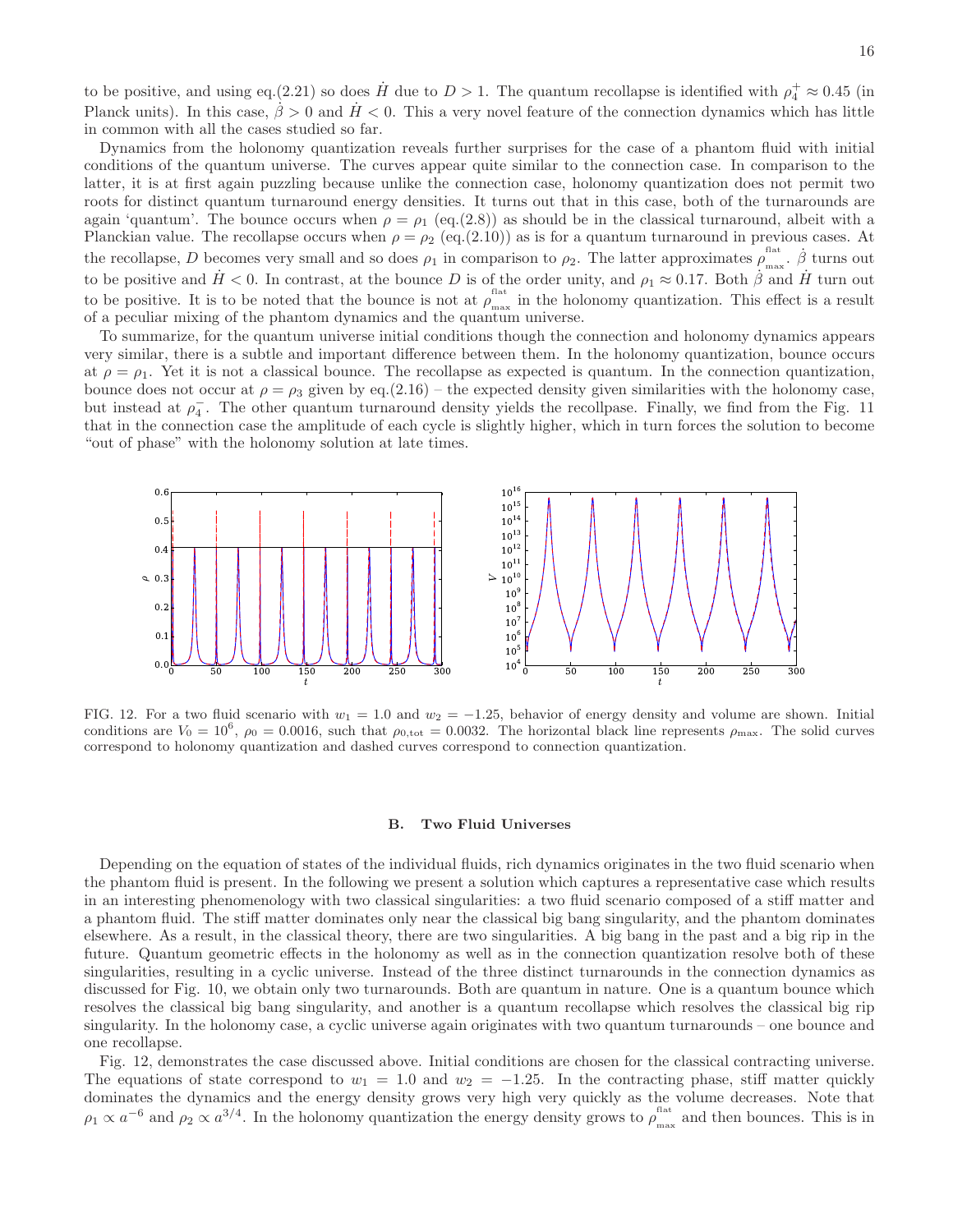to be positive, and using eq.(2.21) so does $\dot{H}$ due to $D > 1$. The quantum recollapse is identified with $\rho_4^+ \approx 0.45$ (in Planck units). In this case, $\dot{\beta} > 0$ and $\dot{H} < 0$. This a very novel feature of the connection dynamics which has little in common with all the cases studied so far.

Dynamics from the holonomy quantization reveals further surprises for the case of a phantom fluid with initial conditions of the quantum universe. The curves appear quite similar to the connection case. In comparison to the latter, it is at first again puzzling because unlike the connection case, holonomy quantization does not permit two roots for distinct quantum turnaround energy densities. It turns out that in this case, both of the turnarounds are again 'quantum'. The bounce occurs when $\rho = \rho_1$ (eq.(2.8)) as should be in the classical turnaround, albeit with a Planckian value. The recollapse occurs when $\rho = \rho_2$ (eq.(2.10)) as is for a quantum turnaround in previous cases. At the recollapse, $D$ becomes very small and so does $\rho_1$ in comparison to $\rho_2$. The latter approximates $\rho_{\rm max}^{\rm flat}$. $\dot{\beta}$ turns out to be positive and $\dot{H} < 0$. In contrast, at the bounce $D$ is of the order unity, and $\rho_1 \approx 0.17$. Both $\dot{\beta}$ and $\dot{H}$ turn out to be positive. It is to be noted that the bounce is not at $\rho_{\rm max}^{\rm flat}$ in the holonomy quantization. This effect is a result of a peculiar mixing of the phantom dynamics and the quantum universe.

To summarize, for the quantum universe initial conditions though the connection and holonomy dynamics appears very similar, there is a subtle and important difference between them. In the holonomy quantization, bounce occurs at $\rho = \rho_1$. Yet it is not a classical bounce. The recollapse as expected is quantum. In the connection quantization, bounce does not occur at $\rho = \rho_3$ given by eq.(2.16) – the expected density given similarities with the holonomy case, but instead at $\rho_4^-$. The other quantum turnaround density yields the recollpase. Finally, we find from the Fig. 11 that in the connection case the amplitude of each cycle is slightly higher, which in turn forces the solution to become "out of phase" with the holonomy solution at late times.

FIG. 12. For a two fluid scenario with $w_1 = 1.0$ and $w_2 = -1.25$, behavior of energy density and volume are shown. Initial conditions are $V_0 = 10^6$, $\rho_0 = 0.0016$, such that $\rho_{0,\rm tot} = 0.0032$. The horizontal black line represents $\rho_{\rm max}$. The solid curves correspond to holonomy quantization and dashed curves correspond to connection quantization.

### B. Two Fluid Universes

Depending on the equation of states of the individual fluids, rich dynamics originates in the two fluid scenario when the phantom fluid is present. In the following we present a solution which captures a representative case which results in an interesting phenomenology with two classical singularities: a two fluid scenario composed of a stiff matter and a phantom fluid. The stiff matter dominates only near the classical big bang singularity, and the phantom dominates elsewhere. As a result, in the classical theory, there are two singularities. A big bang in the past and a big rip in the future. Quantum geometric effects in the holonomy as well as in the connection quantization resolve both of these singularities, resulting in a cyclic universe. Instead of the three distinct turnarounds in the connection dynamics as discussed for Fig. 10, we obtain only two turnarounds. Both are quantum in nature. One is a quantum bounce which resolves the classical big bang singularity, and another is a quantum recollapse which resolves the classical big rip singularity. In the holonomy case, a cyclic universe again originates with two quantum turnarounds – one bounce and one recollapse.

Fig. 12, demonstrates the case discussed above. Initial conditions are chosen for the classical contracting universe. The equations of state correspond to $w_1 = 1.0$ and $w_2 = -1.25$. In the contracting phase, stiff matter quickly dominates the dynamics and the energy density grows very high very quickly as the volume decreases. Note that $\rho_1 \propto a^{-6}$ and $\rho_2 \propto a^{3/4}$. In the holonomy quantization the energy density grows to $\rho_{\rm max}^{\rm flat}$ and then bounces. This is in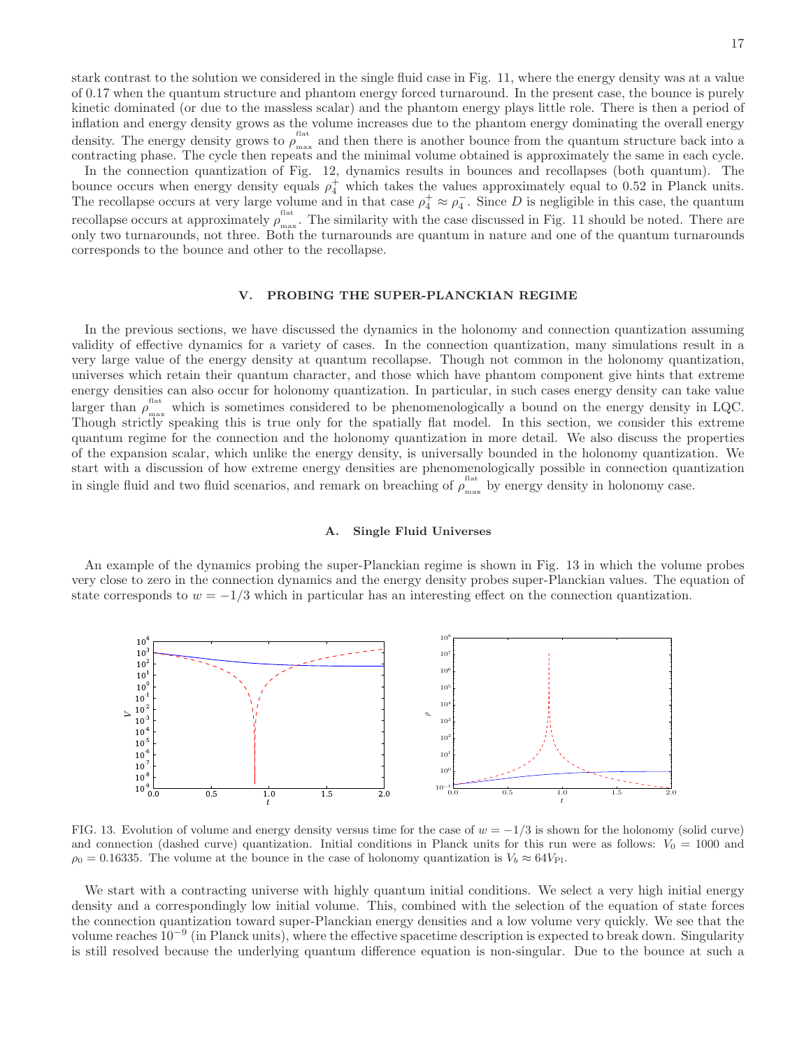stark contrast to the solution we considered in the single fluid case in Fig. 11, where the energy density was at a value of 0.17 when the quantum structure and phantom energy forced turnaround. In the present case, the bounce is purely kinetic dominated (or due to the massless scalar) and the phantom energy plays little role. There is then a period of inflation and energy density grows as the volume increases due to the phantom energy dominating the overall energy density. The energy density grows to $\rho_{\rm max}^{\rm flat}$ and then there is another bounce from the quantum structure back into a contracting phase. The cycle then repeats and the minimal volume obtained is approximately the same in each cycle.

In the connection quantization of Fig. 12, dynamics results in bounces and recollapses (both quantum). The bounce occurs when energy density equals $\rho_4^+$ which takes the values approximately equal to 0.52 in Planck units. The recollapse occurs at very large volume and in that case $\rho_4^+ \approx \rho_4^-$. Since $D$ is negligible in this case, the quantum recollapse occurs at approximately $\rho_{\rm max}^{\rm flat}$. The similarity with the case discussed in Fig. 11 should be noted. There are only two turnarounds, not three. Both the turnarounds are quantum in nature and one of the quantum turnarounds corresponds to the bounce and other to the recollapse.

## V. PROBING THE SUPER-PLANCKIAN REGIME

In the previous sections, we have discussed the dynamics in the holonomy and connection quantization assuming validity of effective dynamics for a variety of cases. In the connection quantization, many simulations result in a very large value of the energy density at quantum recollapse. Though not common in the holonomy quantization, universes which retain their quantum character, and those which have phantom component give hints that extreme energy densities can also occur for holonomy quantization. In particular, in such cases energy density can take value larger than $\rho_{\rm max}^{\rm flat}$ which is sometimes considered to be phenomenologically a bound on the energy density in LQC. Though strictly speaking this is true only for the spatially flat model. In this section, we consider this extreme quantum regime for the connection and the holonomy quantization in more detail. We also discuss the properties of the expansion scalar, which unlike the energy density, is universally bounded in the holonomy quantization. We start with a discussion of how extreme energy densities are phenomenologically possible in connection quantization in single fluid and two fluid scenarios, and remark on breaching of $\rho_{\rm max}^{\rm flat}$ by energy density in holonomy case.

### A. Single Fluid Universes

An example of the dynamics probing the super-Planckian regime is shown in Fig. 13 in which the volume probes very close to zero in the connection dynamics and the energy density probes super-Planckian values. The equation of state corresponds to $w = -1/3$ which in particular has an interesting effect on the connection quantization.

FIG. 13. Evolution of volume and energy density versus time for the case of $w = -1/3$ is shown for the holonomy (solid curve) and connection (dashed curve) quantization. Initial conditions in Planck units for this run were as follows: $V_0 = 1000$ and $\rho_0 = 0.16335$. The volume at the bounce in the case of holonomy quantization is $V_b \approx 64V_{\rm Pl}$.

We start with a contracting universe with highly quantum initial conditions. We select a very high initial energy density and a correspondingly low initial volume. This, combined with the selection of the equation of state forces the connection quantization toward super-Planckian energy densities and a low volume very quickly. We see that the volume reaches $10^{-9}$ (in Planck units), where the effective spacetime description is expected to break down. Singularity is still resolved because the underlying quantum difference equation is non-singular. Due to the bounce at such a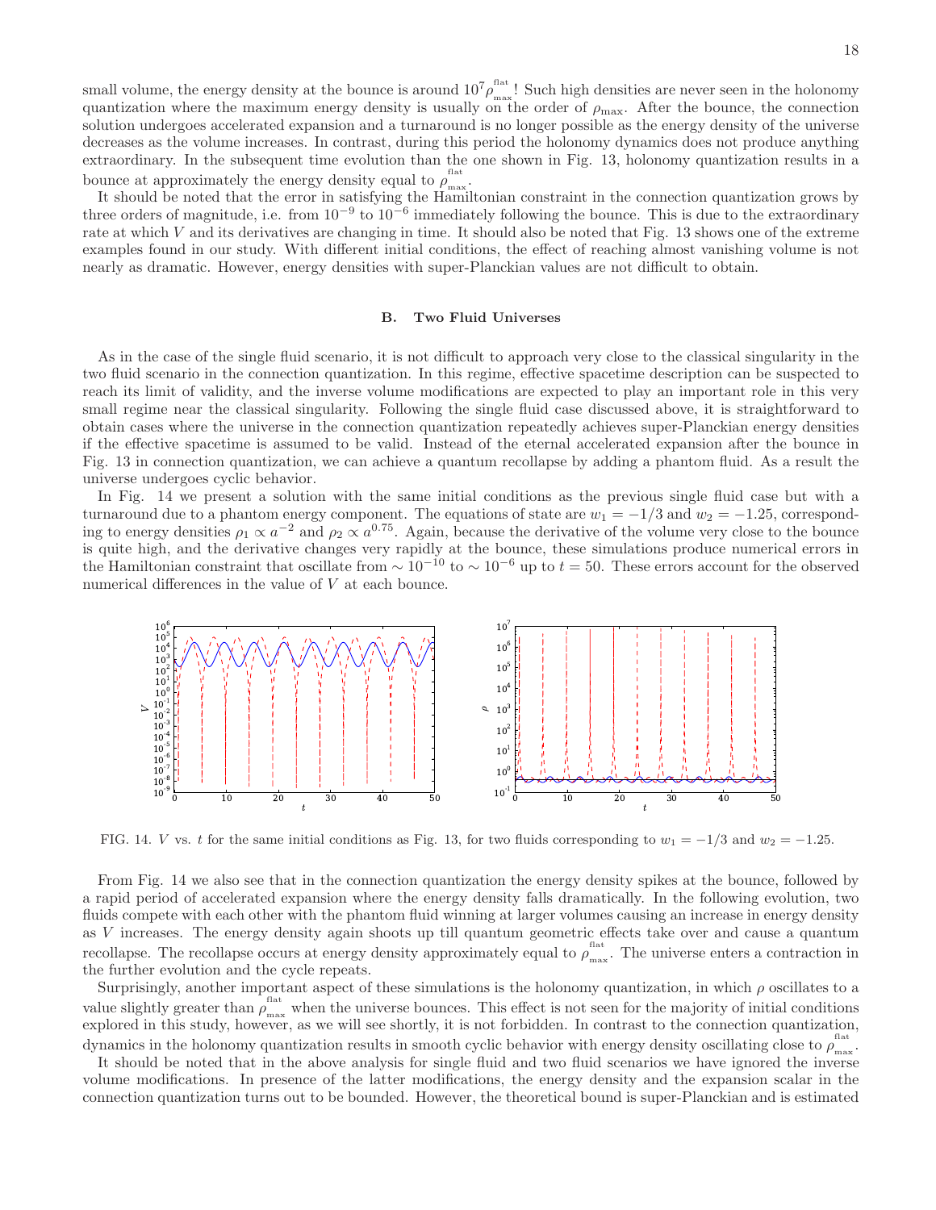small volume, the energy density at the bounce is around $10^7 \rho_{\rm max}^{\rm flat}$! Such high densities are never seen in the holonomy quantization where the maximum energy density is usually on the order of $\rho_{\rm max}$. After the bounce, the connection solution undergoes accelerated expansion and a turnaround is no longer possible as the energy density of the universe decreases as the volume increases. In contrast, during this period the holonomy dynamics does not produce anything extraordinary. In the subsequent time evolution than the one shown in Fig. 13, holonomy quantization results in a bounce at approximately the energy density equal to $\rho_{\rm max}^{\rm flat}$.

It should be noted that the error in satisfying the Hamiltonian constraint in the connection quantization grows by three orders of magnitude, i.e. from $10^{-9}$ to $10^{-6}$ immediately following the bounce. This is due to the extraordinary rate at which $V$ and its derivatives are changing in time. It should also be noted that Fig. 13 shows one of the extreme examples found in our study. With different initial conditions, the effect of reaching almost vanishing volume is not nearly as dramatic. However, energy densities with super-Planckian values are not difficult to obtain.

### B. Two Fluid Universes

As in the case of the single fluid scenario, it is not difficult to approach very close to the classical singularity in the two fluid scenario in the connection quantization. In this regime, effective spacetime description can be suspected to reach its limit of validity, and the inverse volume modifications are expected to play an important role in this very small regime near the classical singularity. Following the single fluid case discussed above, it is straightforward to obtain cases where the universe in the connection quantization repeatedly achieves super-Planckian energy densities if the effective spacetime is assumed to be valid. Instead of the eternal accelerated expansion after the bounce in Fig. 13 in connection quantization, we can achieve a quantum recollapse by adding a phantom fluid. As a result the universe undergoes cyclic behavior.

In Fig. 14 we present a solution with the same initial conditions as the previous single fluid case but with a turnaround due to a phantom energy component. The equations of state are $w_1 = -1/3$ and $w_2 = -1.25$, corresponding to energy densities $\rho_1 \propto a^{-2}$ and $\rho_2 \propto a^{0.75}$. Again, because the derivative of the volume very close to the bounce is quite high, and the derivative changes very rapidly at the bounce, these simulations produce numerical errors in the Hamiltonian constraint that oscillate from $\sim 10^{-10}$ to $\sim 10^{-6}$ up to $t = 50$. These errors account for the observed numerical differences in the value of $V$ at each bounce.

FIG. 14. $V$ vs. $t$ for the same initial conditions as Fig. 13, for two fluids corresponding to $w_1 = -1/3$ and $w_2 = -1.25$.

From Fig. 14 we also see that in the connection quantization the energy density spikes at the bounce, followed by a rapid period of accelerated expansion where the energy density falls dramatically. In the following evolution, two fluids compete with each other with the phantom fluid winning at larger volumes causing an increase in energy density as $V$ increases. The energy density again shoots up till quantum geometric effects take over and cause a quantum recollapse. The recollapse occurs at energy density approximately equal to $\rho_{\rm max}^{\rm flat}$. The universe enters a contraction in the further evolution and the cycle repeats.

Surprisingly, another important aspect of these simulations is the holonomy quantization, in which $\rho$ oscillates to a value slightly greater than $\rho_{\rm max}^{\rm flat}$ when the universe bounces. This effect is not seen for the majority of initial conditions explored in this study, however, as we will see shortly, it is not forbidden. In contrast to the connection quantization, dynamics in the holonomy quantization results in smooth cyclic behavior with energy density oscillating close to $\rho_{\rm max}^{\rm flat}$.

It should be noted that in the above analysis for single fluid and two fluid scenarios we have ignored the inverse volume modifications. In presence of the latter modifications, the energy density and the expansion scalar in the connection quantization turns out to be bounded. However, the theoretical bound is super-Planckian and is estimated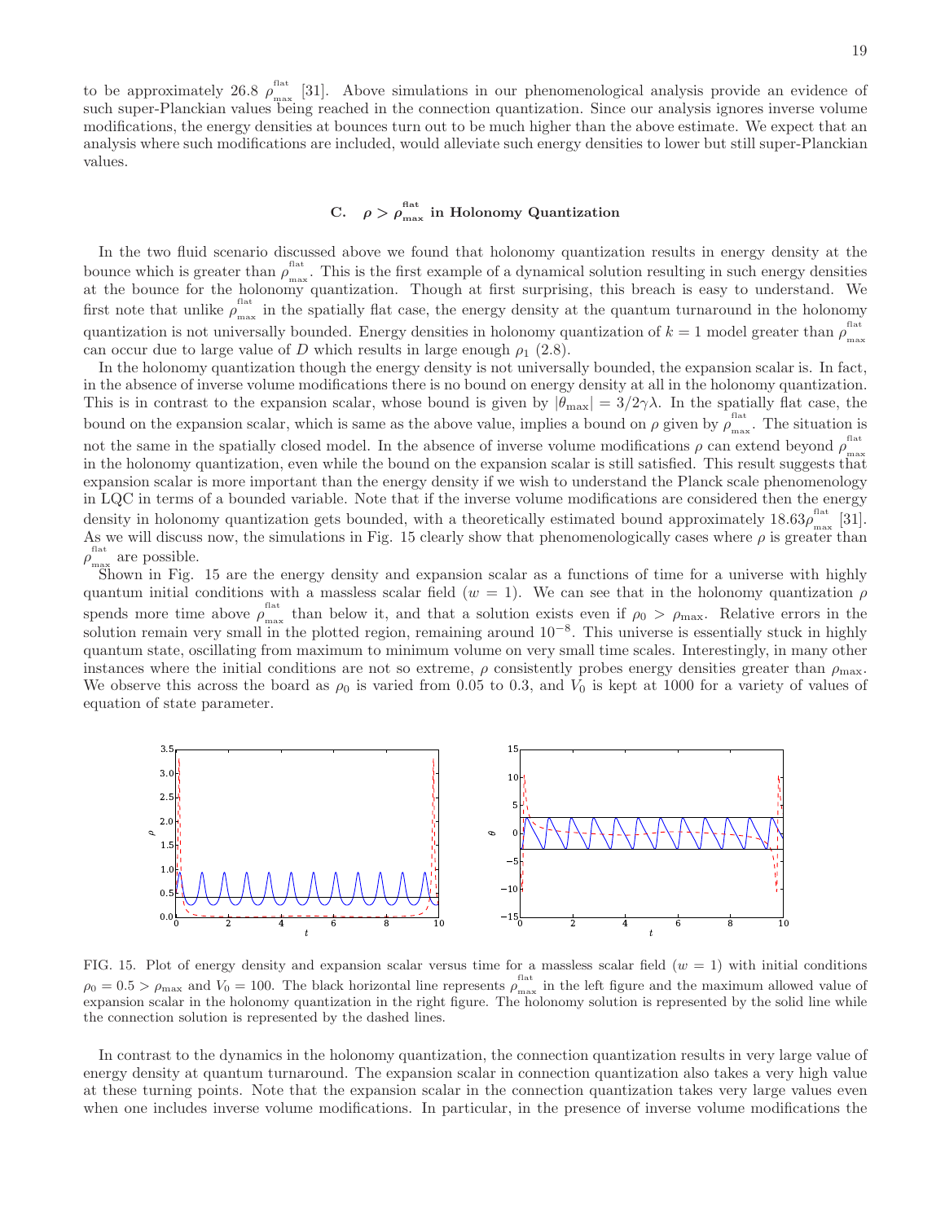to be approximately 26.8 $\rho_{\text{max}}^{\text{flat}}$ [31]. Above simulations in our phenomenological analysis provide an evidence of such super-Planckian values being reached in the connection quantization. Since our analysis ignores inverse volume modifications, the energy densities at bounces turn out to be much higher than the above estimate. We expect that an analysis where such modifications are included, would alleviate such energy densities to lower but still super-Planckian values.

### C. $\rho > \rho_{\text{max}}^{\text{flat}}$ in Holonomy Quantization

In the two fluid scenario discussed above we found that holonomy quantization results in energy density at the bounce which is greater than $\rho_{\text{max}}^{\text{flat}}$. This is the first example of a dynamical solution resulting in such energy densities at the bounce for the holonomy quantization. Though at first surprising, this breach is easy to understand. We first note that unlike $\rho_{\text{max}}^{\text{flat}}$ in the spatially flat case, the energy density at the quantum turnaround in the holonomy quantization is not universally bounded. Energy densities in holonomy quantization of $k = 1$ model greater than $\rho_{\text{max}}^{\text{flat}}$ can occur due to large value of $D$ which results in large enough $\rho_1$ (2.8).

In the holonomy quantization though the energy density is not universally bounded, the expansion scalar is. In fact, in the absence of inverse volume modifications there is no bound on energy density at all in the holonomy quantization. This is in contrast to the expansion scalar, whose bound is given by $|\theta_{\text{max}}| = 3/2\gamma\lambda$. In the spatially flat case, the bound on the expansion scalar, which is same as the above value, implies a bound on $\rho$ given by $\rho_{\text{max}}^{\text{flat}}$. The situation is not the same in the spatially closed model. In the absence of inverse volume modifications $\rho$ can extend beyond $\rho_{\text{max}}^{\text{flat}}$ in the holonomy quantization, even while the bound on the expansion scalar is still satisfied. This result suggests that expansion scalar is more important than the energy density if we wish to understand the Planck scale phenomenology in LQC in terms of a bounded variable. Note that if the inverse volume modifications are considered then the energy density in holonomy quantization gets bounded, with a theoretically estimated bound approximately $18.63\rho_{\text{max}}^{\text{flat}}$ [31]. As we will discuss now, the simulations in Fig. 15 clearly show that phenomenologically cases where $\rho$ is greater than $\rho_{\text{max}}^{\text{flat}}$ are possible.

Shown in Fig. 15 are the energy density and expansion scalar as a functions of time for a universe with highly quantum initial conditions with a massless scalar field ($w = 1$). We can see that in the holonomy quantization $\rho$ spends more time above $\rho_{\text{max}}^{\text{flat}}$ than below it, and that a solution exists even if $\rho_0 > \rho_{\text{max}}$. Relative errors in the solution remain very small in the plotted region, remaining around $10^{-8}$. This universe is essentially stuck in highly quantum state, oscillating from maximum to minimum volume on very small time scales. Interestingly, in many other instances where the initial conditions are not so extreme, $\rho$ consistently probes energy densities greater than $\rho_{\text{max}}$. We observe this across the board as $\rho_0$ is varied from 0.05 to 0.3, and $V_0$ is kept at 1000 for a variety of values of equation of state parameter.

FIG. 15. Plot of energy density and expansion scalar versus time for a massless scalar field ($w = 1$) with initial conditions $\rho_0 = 0.5 > \rho_{\text{max}}$ and $V_0 = 100$. The black horizontal line represents $\rho_{\text{max}}^{\text{flat}}$ in the left figure and the maximum allowed value of expansion scalar in the holonomy quantization in the right figure. The holonomy solution is represented by the solid line while the connection solution is represented by the dashed lines.

In contrast to the dynamics in the holonomy quantization, the connection quantization results in very large value of energy density at quantum turnaround. The expansion scalar in connection quantization also takes a very high value at these turning points. Note that the expansion scalar in the connection quantization takes very large values even when one includes inverse volume modifications. In particular, in the presence of inverse volume modifications the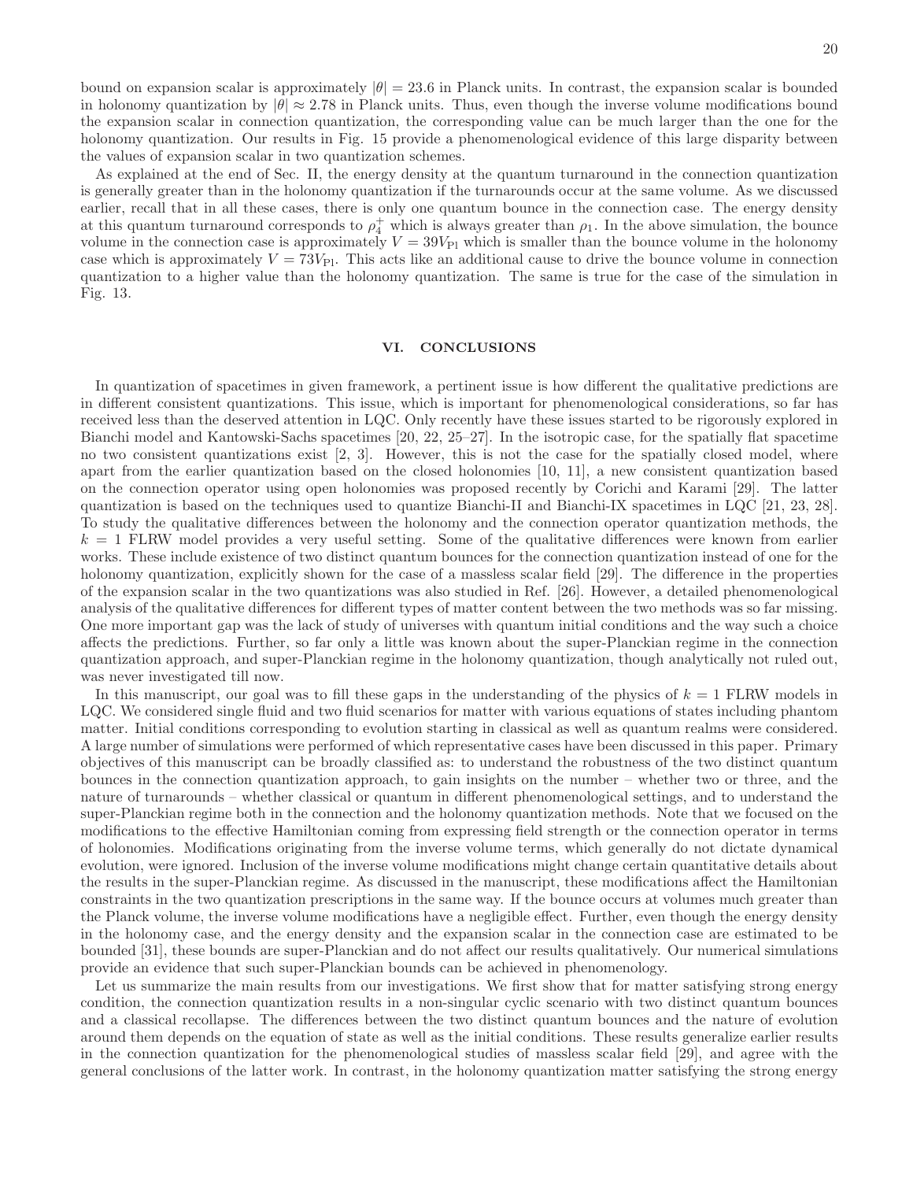bound on expansion scalar is approximately $|\theta| = 23.6$ in Planck units. In contrast, the expansion scalar is bounded in holonomy quantization by $|\theta| \approx 2.78$ in Planck units. Thus, even though the inverse volume modifications bound the expansion scalar in connection quantization, the corresponding value can be much larger than the one for the holonomy quantization. Our results in Fig. 15 provide a phenomenological evidence of this large disparity between the values of expansion scalar in two quantization schemes.

As explained at the end of Sec. II, the energy density at the quantum turnaround in the connection quantization is generally greater than in the holonomy quantization if the turnarounds occur at the same volume. As we discussed earlier, recall that in all these cases, there is only one quantum bounce in the connection case. The energy density at this quantum turnaround corresponds to $\rho_4^+$ which is always greater than $\rho_1$. In the above simulation, the bounce volume in the connection case is approximately $V = 39V_{\rm Pl}$ which is smaller than the bounce volume in the holonomy case which is approximately $V = 73V_{\rm Pl}$. This acts like an additional cause to drive the bounce volume in connection quantization to a higher value than the holonomy quantization. The same is true for the case of the simulation in Fig. 13.

## VI. CONCLUSIONS

In quantization of spacetimes in given framework, a pertinent issue is how different the qualitative predictions are in different consistent quantizations. This issue, which is important for phenomenological considerations, so far has received less than the deserved attention in LQC. Only recently have these issues started to be rigorously explored in Bianchi model and Kantowski-Sachs spacetimes [20, 22, 25–27]. In the isotropic case, for the spatially flat spacetime no two consistent quantizations exist [2, 3]. However, this is not the case for the spatially closed model, where apart from the earlier quantization based on the closed holonomies [10, 11], a new consistent quantization based on the connection operator using open holonomies was proposed recently by Corichi and Karami [29]. The latter quantization is based on the techniques used to quantize Bianchi-II and Bianchi-IX spacetimes in LQC [21, 23, 28]. To study the qualitative differences between the holonomy and the connection operator quantization methods, the $k = 1$ FLRW model provides a very useful setting. Some of the qualitative differences were known from earlier works. These include existence of two distinct quantum bounces for the connection quantization instead of one for the holonomy quantization, explicitly shown for the case of a massless scalar field [29]. The difference in the properties of the expansion scalar in the two quantizations was also studied in Ref. [26]. However, a detailed phenomenological analysis of the qualitative differences for different types of matter content between the two methods was so far missing. One more important gap was the lack of study of universes with quantum initial conditions and the way such a choice affects the predictions. Further, so far only a little was known about the super-Planckian regime in the connection quantization approach, and super-Planckian regime in the holonomy quantization, though analytically not ruled out, was never investigated till now.

In this manuscript, our goal was to fill these gaps in the understanding of the physics of $k = 1$ FLRW models in LQC. We considered single fluid and two fluid scenarios for matter with various equations of states including phantom matter. Initial conditions corresponding to evolution starting in classical as well as quantum realms were considered. A large number of simulations were performed of which representative cases have been discussed in this paper. Primary objectives of this manuscript can be broadly classified as: to understand the robustness of the two distinct quantum bounces in the connection quantization approach, to gain insights on the number – whether two or three, and the nature of turnarounds – whether classical or quantum in different phenomenological settings, and to understand the super-Planckian regime both in the connection and the holonomy quantization methods. Note that we focused on the modifications to the effective Hamiltonian coming from expressing field strength or the connection operator in terms of holonomies. Modifications originating from the inverse volume terms, which generally do not dictate dynamical evolution, were ignored. Inclusion of the inverse volume modifications might change certain quantitative details about the results in the super-Planckian regime. As discussed in the manuscript, these modifications affect the Hamiltonian constraints in the two quantization prescriptions in the same way. If the bounce occurs at volumes much greater than the Planck volume, the inverse volume modifications have a negligible effect. Further, even though the energy density in the holonomy case, and the energy density and the expansion scalar in the connection case are estimated to be bounded [31], these bounds are super-Planckian and do not affect our results qualitatively. Our numerical simulations provide an evidence that such super-Planckian bounds can be achieved in phenomenology.

Let us summarize the main results from our investigations. We first show that for matter satisfying strong energy condition, the connection quantization results in a non-singular cyclic scenario with two distinct quantum bounces and a classical recollapse. The differences between the two distinct quantum bounces and the nature of evolution around them depends on the equation of state as well as the initial conditions. These results generalize earlier results in the connection quantization for the phenomenological studies of massless scalar field [29], and agree with the general conclusions of the latter work. In contrast, in the holonomy quantization matter satisfying the strong energy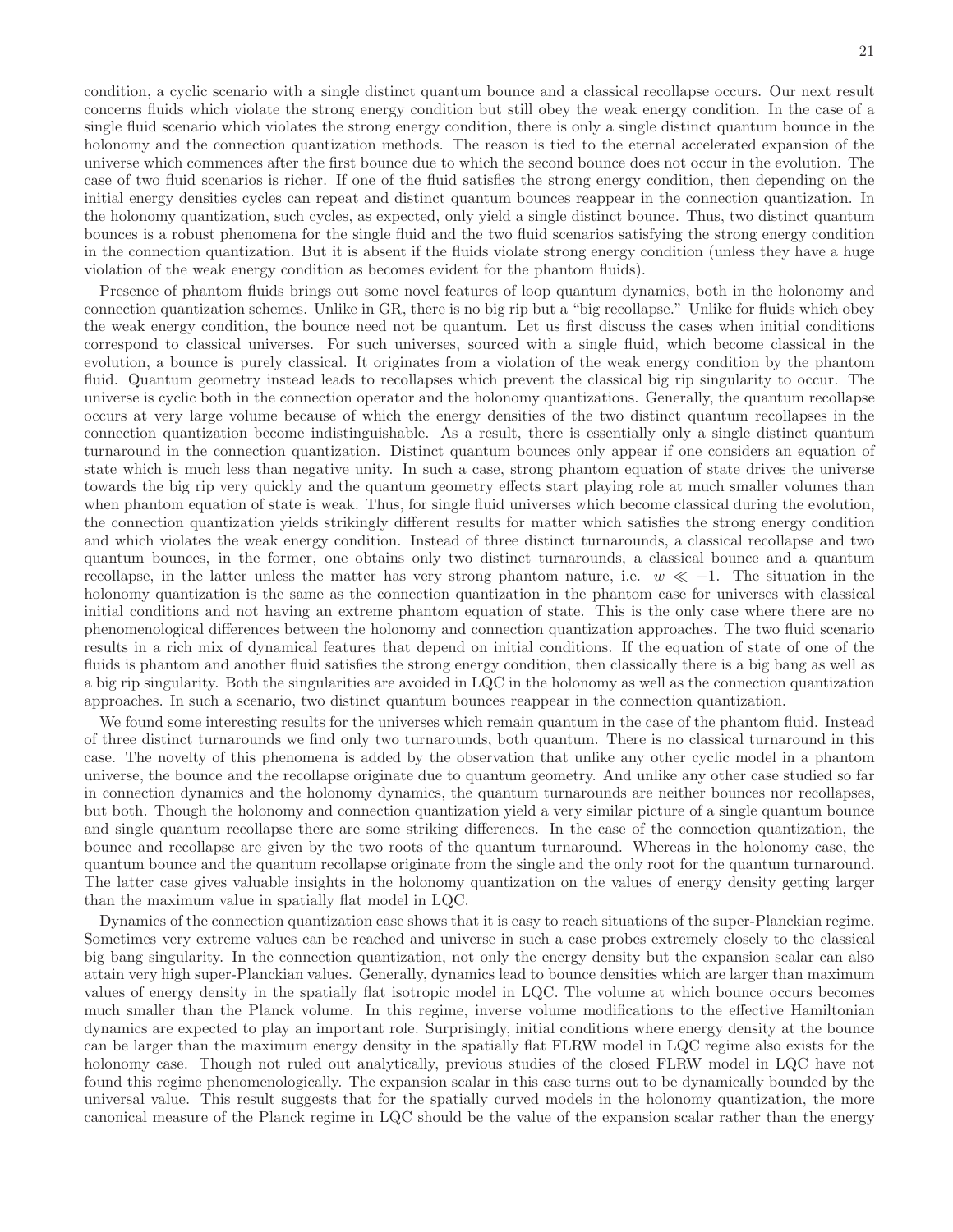condition, a cyclic scenario with a single distinct quantum bounce and a classical recollapse occurs. Our next result concerns fluids which violate the strong energy condition but still obey the weak energy condition. In the case of a single fluid scenario which violates the strong energy condition, there is only a single distinct quantum bounce in the holonomy and the connection quantization methods. The reason is tied to the eternal accelerated expansion of the universe which commences after the first bounce due to which the second bounce does not occur in the evolution. The case of two fluid scenarios is richer. If one of the fluid satisfies the strong energy condition, then depending on the initial energy densities cycles can repeat and distinct quantum bounces reappear in the connection quantization. In the holonomy quantization, such cycles, as expected, only yield a single distinct bounce. Thus, two distinct quantum bounces is a robust phenomena for the single fluid and the two fluid scenarios satisfying the strong energy condition in the connection quantization. But it is absent if the fluids violate strong energy condition (unless they have a huge violation of the weak energy condition as becomes evident for the phantom fluids).

Presence of phantom fluids brings out some novel features of loop quantum dynamics, both in the holonomy and connection quantization schemes. Unlike in GR, there is no big rip but a "big recollapse." Unlike for fluids which obey the weak energy condition, the bounce need not be quantum. Let us first discuss the cases when initial conditions correspond to classical universes. For such universes, sourced with a single fluid, which become classical in the evolution, a bounce is purely classical. It originates from a violation of the weak energy condition by the phantom fluid. Quantum geometry instead leads to recollapses which prevent the classical big rip singularity to occur. The universe is cyclic both in the connection operator and the holonomy quantizations. Generally, the quantum recollapse occurs at very large volume because of which the energy densities of the two distinct quantum recollapses in the connection quantization become indistinguishable. As a result, there is essentially only a single distinct quantum turnaround in the connection quantization. Distinct quantum bounces only appear if one considers an equation of state which is much less than negative unity. In such a case, strong phantom equation of state drives the universe towards the big rip very quickly and the quantum geometry effects start playing role at much smaller volumes than when phantom equation of state is weak. Thus, for single fluid universes which become classical during the evolution, the connection quantization yields strikingly different results for matter which satisfies the strong energy condition and which violates the weak energy condition. Instead of three distinct turnarounds, a classical recollapse and two quantum bounces, in the former, one obtains only two distinct turnarounds, a classical bounce and a quantum recollapse, in the latter unless the matter has very strong phantom nature, i.e. $w \ll -1$. The situation in the holonomy quantization is the same as the connection quantization in the phantom case for universes with classical initial conditions and not having an extreme phantom equation of state. This is the only case where there are no phenomenological differences between the holonomy and connection quantization approaches. The two fluid scenario results in a rich mix of dynamical features that depend on initial conditions. If the equation of state of one of the fluids is phantom and another fluid satisfies the strong energy condition, then classically there is a big bang as well as a big rip singularity. Both the singularities are avoided in LQC in the holonomy as well as the connection quantization approaches. In such a scenario, two distinct quantum bounces reappear in the connection quantization.

We found some interesting results for the universes which remain quantum in the case of the phantom fluid. Instead of three distinct turnarounds we find only two turnarounds, both quantum. There is no classical turnaround in this case. The novelty of this phenomena is added by the observation that unlike any other cyclic model in a phantom universe, the bounce and the recollapse originate due to quantum geometry. And unlike any other case studied so far in connection dynamics and the holonomy dynamics, the quantum turnarounds are neither bounces nor recollapses, but both. Though the holonomy and connection quantization yield a very similar picture of a single quantum bounce and single quantum recollapse there are some striking differences. In the case of the connection quantization, the bounce and recollapse are given by the two roots of the quantum turnaround. Whereas in the holonomy case, the quantum bounce and the quantum recollapse originate from the single and the only root for the quantum turnaround. The latter case gives valuable insights in the holonomy quantization on the values of energy density getting larger than the maximum value in spatially flat model in LQC.

Dynamics of the connection quantization case shows that it is easy to reach situations of the super-Planckian regime. Sometimes very extreme values can be reached and universe in such a case probes extremely closely to the classical big bang singularity. In the connection quantization, not only the energy density but the expansion scalar can also attain very high super-Planckian values. Generally, dynamics lead to bounce densities which are larger than maximum values of energy density in the spatially flat isotropic model in LQC. The volume at which bounce occurs becomes much smaller than the Planck volume. In this regime, inverse volume modifications to the effective Hamiltonian dynamics are expected to play an important role. Surprisingly, initial conditions where energy density at the bounce can be larger than the maximum energy density in the spatially flat FLRW model in LQC regime also exists for the holonomy case. Though not ruled out analytically, previous studies of the closed FLRW model in LQC have not found this regime phenomenologically. The expansion scalar in this case turns out to be dynamically bounded by the universal value. This result suggests that for the spatially curved models in the holonomy quantization, the more canonical measure of the Planck regime in LQC should be the value of the expansion scalar rather than the energy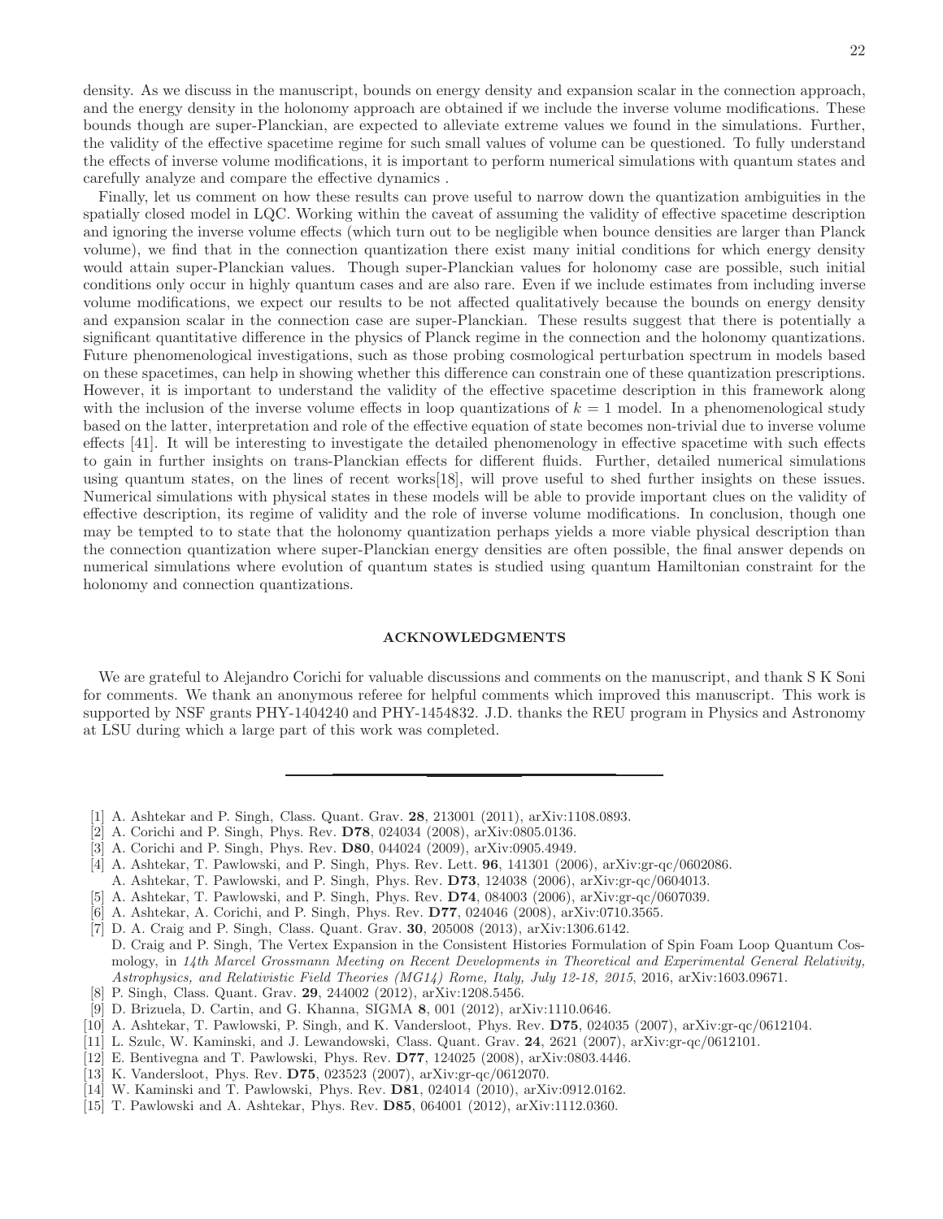density. As we discuss in the manuscript, bounds on energy density and expansion scalar in the connection approach, and the energy density in the holonomy approach are obtained if we include the inverse volume modifications. These bounds though are super-Planckian, are expected to alleviate extreme values we found in the simulations. Further, the validity of the effective spacetime regime for such small values of volume can be questioned. To fully understand the effects of inverse volume modifications, it is important to perform numerical simulations with quantum states and carefully analyze and compare the effective dynamics .

Finally, let us comment on how these results can prove useful to narrow down the quantization ambiguities in the spatially closed model in LQC. Working within the caveat of assuming the validity of effective spacetime description and ignoring the inverse volume effects (which turn out to be negligible when bounce densities are larger than Planck volume), we find that in the connection quantization there exist many initial conditions for which energy density would attain super-Planckian values. Though super-Planckian values for holonomy case are possible, such initial conditions only occur in highly quantum cases and are also rare. Even if we include estimates from including inverse volume modifications, we expect our results to be not affected qualitatively because the bounds on energy density and expansion scalar in the connection case are super-Planckian. These results suggest that there is potentially a significant quantitative difference in the physics of Planck regime in the connection and the holonomy quantizations. Future phenomenological investigations, such as those probing cosmological perturbation spectrum in models based on these spacetimes, can help in showing whether this difference can constrain one of these quantization prescriptions. However, it is important to understand the validity of the effective spacetime description in this framework along with the inclusion of the inverse volume effects in loop quantizations of $k = 1$ model. In a phenomenological study based on the latter, interpretation and role of the effective equation of state becomes non-trivial due to inverse volume effects [41]. It will be interesting to investigate the detailed phenomenology in effective spacetime with such effects to gain in further insights on trans-Planckian effects for different fluids. Further, detailed numerical simulations using quantum states, on the lines of recent works[18], will prove useful to shed further insights on these issues. Numerical simulations with physical states in these models will be able to provide important clues on the validity of effective description, its regime of validity and the role of inverse volume modifications. In conclusion, though one may be tempted to to state that the holonomy quantization perhaps yields a more viable physical description than the connection quantization where super-Planckian energy densities are often possible, the final answer depends on numerical simulations where evolution of quantum states is studied using quantum Hamiltonian constraint for the holonomy and connection quantizations.

## ACKNOWLEDGMENTS

We are grateful to Alejandro Corichi for valuable discussions and comments on the manuscript, and thank S K Soni for comments. We thank an anonymous referee for helpful comments which improved this manuscript. This work is supported by NSF grants PHY-1404240 and PHY-1454832. J.D. thanks the REU program in Physics and Astronomy at LSU during which a large part of this work was completed.

---

[1] A. Ashtekar and P. Singh, Class. Quant. Grav. **28**, 213001 (2011), arXiv:1108.0893.
[2] A. Corichi and P. Singh, Phys. Rev. **D78**, 024034 (2008), arXiv:0805.0136.
[3] A. Corichi and P. Singh, Phys. Rev. **D80**, 044024 (2009), arXiv:0905.4949.
[4] A. Ashtekar, T. Pawlowski, and P. Singh, Phys. Rev. Lett. **96**, 141301 (2006), arXiv:gr-qc/0602086.
A. Ashtekar, T. Pawlowski, and P. Singh, Phys. Rev. **D73**, 124038 (2006), arXiv:gr-qc/0604013.
[5] A. Ashtekar, T. Pawlowski, and P. Singh, Phys. Rev. **D74**, 084003 (2006), arXiv:gr-qc/0607039.
[6] A. Ashtekar, A. Corichi, and P. Singh, Phys. Rev. **D77**, 024046 (2008), arXiv:0710.3565.
[7] D. A. Craig and P. Singh, Class. Quant. Grav. **30**, 205008 (2013), arXiv:1306.6142.
D. Craig and P. Singh, The Vertex Expansion in the Consistent Histories Formulation of Spin Foam Loop Quantum Cosmology, in *14th Marcel Grossmann Meeting on Recent Developments in Theoretical and Experimental General Relativity, Astrophysics, and Relativistic Field Theories (MG14) Rome, Italy, July 12-18, 2015*, 2016, arXiv:1603.09671.
[8] P. Singh, Class. Quant. Grav. **29**, 244002 (2012), arXiv:1208.5456.
[9] D. Brizuela, D. Cartin, and G. Khanna, SIGMA **8**, 001 (2012), arXiv:1110.0646.
[10] A. Ashtekar, T. Pawlowski, P. Singh, and K. Vandersloot, Phys. Rev. **D75**, 024035 (2007), arXiv:gr-qc/0612104.
[11] L. Szulc, W. Kaminski, and J. Lewandowski, Class. Quant. Grav. **24**, 2621 (2007), arXiv:gr-qc/0612101.
[12] E. Bentivegna and T. Pawlowski, Phys. Rev. **D77**, 124025 (2008), arXiv:0803.4446.
[13] K. Vandersloot, Phys. Rev. **D75**, 023523 (2007), arXiv:gr-qc/0612070.
[14] W. Kaminski and T. Pawlowski, Phys. Rev. **D81**, 024014 (2010), arXiv:0912.0162.
[15] T. Pawlowski and A. Ashtekar, Phys. Rev. **D85**, 064001 (2012), arXiv:1112.0360.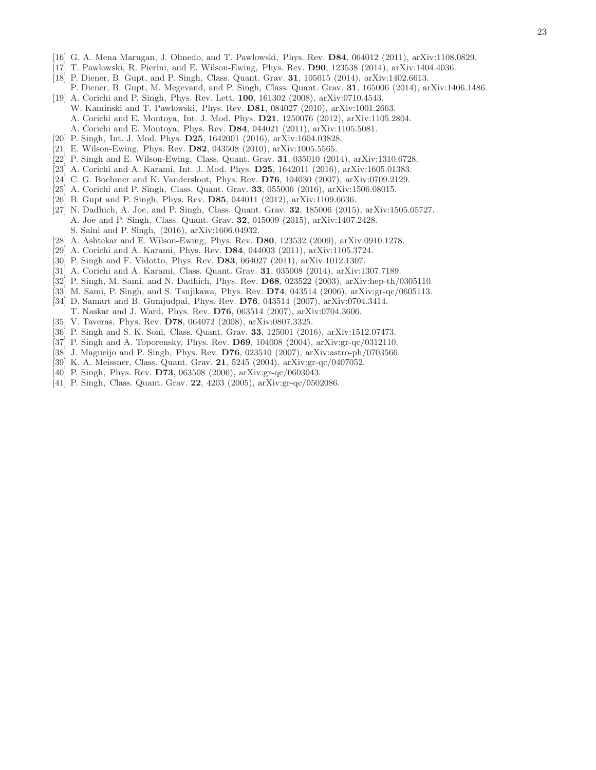[16] G. A. Mena Marugan, J. Olmedo, and T. Pawlowski, Phys. Rev. **D84**, 064012 (2011), arXiv:1108.0829.

[17] T. Pawlowski, R. Pierini, and E. Wilson-Ewing, Phys. Rev. **D90**, 123538 (2014), arXiv:1404.4036.

[18] P. Diener, B. Gupt, and P. Singh, Class. Quant. Grav. **31**, 105015 (2014), arXiv:1402.6613.
P. Diener, B. Gupt, M. Megevand, and P. Singh, Class. Quant. Grav. **31**, 165006 (2014), arXiv:1406.1486.

[19] A. Corichi and P. Singh, Phys. Rev. Lett. **100**, 161302 (2008), arXiv:0710.4543.
W. Kaminski and T. Pawlowski, Phys. Rev. **D81**, 084027 (2010), arXiv:1001.2663.
A. Corichi and E. Montoya, Int. J. Mod. Phys. **D21**, 1250076 (2012), arXiv:1105.2804.
A. Corichi and E. Montoya, Phys. Rev. **D84**, 044021 (2011), arXiv:1105.5081.

[20] P. Singh, Int. J. Mod. Phys. **D25**, 1642001 (2016), arXiv:1604.03828.

[21] E. Wilson-Ewing, Phys. Rev. **D82**, 043508 (2010), arXiv:1005.5565.

[22] P. Singh and E. Wilson-Ewing, Class. Quant. Grav. **31**, 035010 (2014), arXiv:1310.6728.

[23] A. Corichi and A. Karami, Int. J. Mod. Phys. **D25**, 1642011 (2016), arXiv:1605.01383.

[24] C. G. Boehmer and K. Vandersloot, Phys. Rev. **D76**, 104030 (2007), arXiv:0709.2129.

[25] A. Corichi and P. Singh, Class. Quant. Grav. **33**, 055006 (2016), arXiv:1506.08015.

[26] B. Gupt and P. Singh, Phys. Rev. **D85**, 044011 (2012), arXiv:1109.6636.

[27] N. Dadhich, A. Joe, and P. Singh, Class. Quant. Grav. **32**, 185006 (2015), arXiv:1505.05727.
A. Joe and P. Singh, Class. Quant. Grav. **32**, 015009 (2015), arXiv:1407.2428.
S. Saini and P. Singh, (2016), arXiv:1606.04932.

[28] A. Ashtekar and E. Wilson-Ewing, Phys. Rev. **D80**, 123532 (2009), arXiv:0910.1278.

[29] A. Corichi and A. Karami, Phys. Rev. **D84**, 044003 (2011), arXiv:1105.3724.

[30] P. Singh and F. Vidotto, Phys. Rev. **D83**, 064027 (2011), arXiv:1012.1307.

[31] A. Corichi and A. Karami, Class. Quant. Grav. **31**, 035008 (2014), arXiv:1307.7189.

[32] P. Singh, M. Sami, and N. Dadhich, Phys. Rev. **D68**, 023522 (2003), arXiv:hep-th/0305110.

[33] M. Sami, P. Singh, and S. Tsujikawa, Phys. Rev. **D74**, 043514 (2006), arXiv:gr-qc/0605113.

[34] D. Samart and B. Gumjudpai, Phys. Rev. **D76**, 043514 (2007), arXiv:0704.3414.
T. Naskar and J. Ward, Phys. Rev. **D76**, 063514 (2007), arXiv:0704.3606.

[35] V. Taveras, Phys. Rev. **D78**, 064072 (2008), arXiv:0807.3325.

[36] P. Singh and S. K. Soni, Class. Quant. Grav. **33**, 125001 (2016), arXiv:1512.07473.

[37] P. Singh and A. Toporensky, Phys. Rev. **D69**, 104008 (2004), arXiv:gr-qc/0312110.

[38] J. Magueijo and P. Singh, Phys. Rev. **D76**, 023510 (2007), arXiv:astro-ph/0703566.

[39] K. A. Meissner, Class. Quant. Grav. **21**, 5245 (2004), arXiv:gr-qc/0407052.

[40] P. Singh, Phys. Rev. **D73**, 063508 (2006), arXiv:gr-qc/0603043.

[41] P. Singh, Class. Quant. Grav. **22**, 4203 (2005), arXiv:gr-qc/0502086.